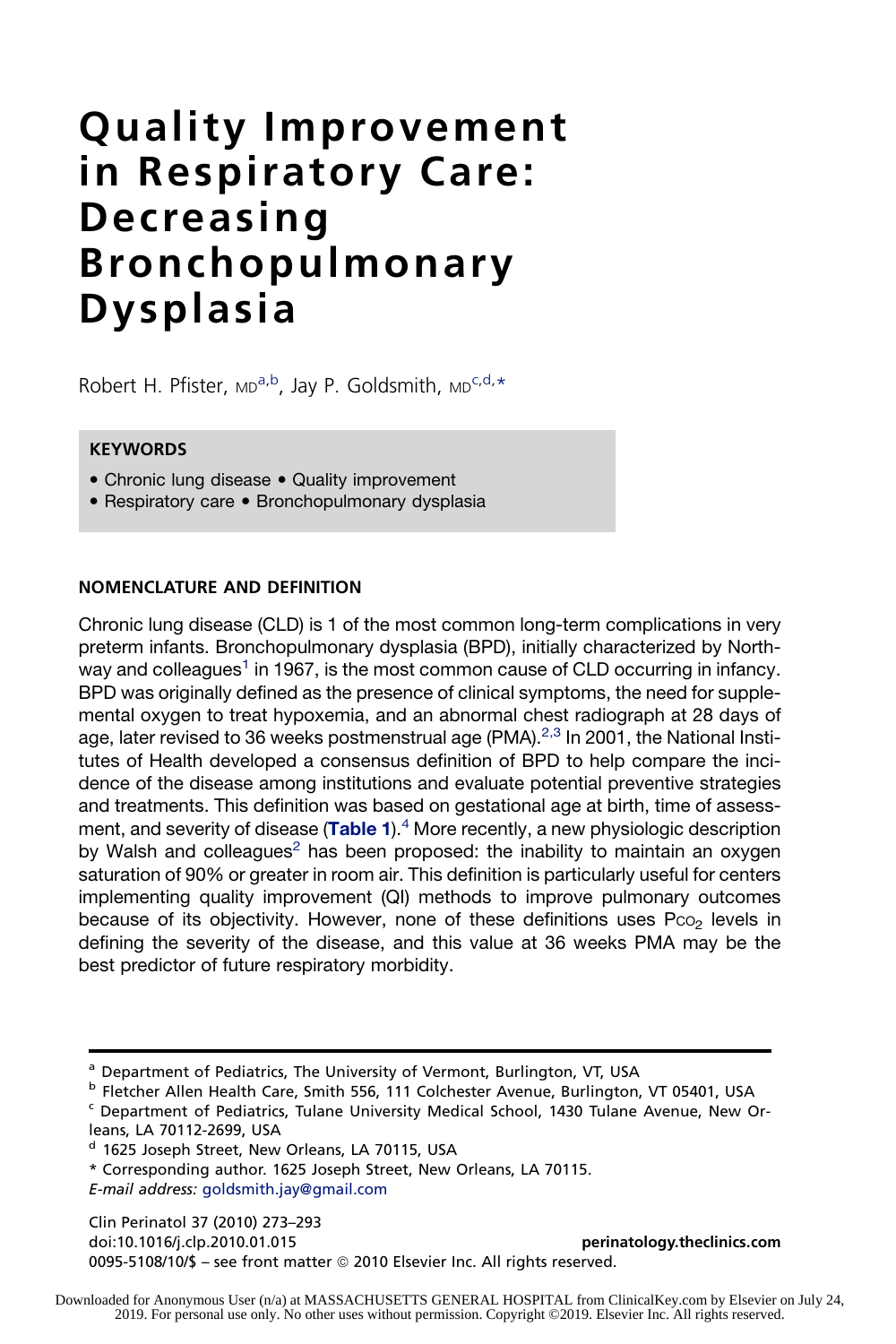# Quality Improvement in Respiratory Care: Decreasing Bronchopulmonary Dysplasia

Robert H. Pfister, MD[a,b], Jay P. Goldsmith, MD[c,d,*]

**KEYWORDS**

- Chronic lung disease • Quality improvement
- Respiratory care • Bronchopulmonary dysplasia

## NOMENCLATURE AND DEFINITION

Chronic lung disease (CLD) is 1 of the most common long-term complications in very preterm infants. Bronchopulmonary dysplasia (BPD), initially characterized by Northway and colleagues[1] in 1967, is the most common cause of CLD occurring in infancy. BPD was originally defined as the presence of clinical symptoms, the need for supplemental oxygen to treat hypoxemia, and an abnormal chest radiograph at 28 days of age, later revised to 36 weeks postmenstrual age (PMA).[2,3] In 2001, the National Institutes of Health developed a consensus definition of BPD to help compare the incidence of the disease among institutions and evaluate potential preventive strategies and treatments. This definition was based on gestational age at birth, time of assessment, and severity of disease (**Table 1**).[4] More recently, a new physiologic description by Walsh and colleagues[2] has been proposed: the inability to maintain an oxygen saturation of 90% or greater in room air. This definition is particularly useful for centers implementing quality improvement (QI) methods to improve pulmonary outcomes because of its objectivity. However, none of these definitions uses $P_{CO_2}$ levels in defining the severity of the disease, and this value at 36 weeks PMA may be the best predictor of future respiratory morbidity.

---

[a] Department of Pediatrics, The University of Vermont, Burlington, VT, USA

[b] Fletcher Allen Health Care, Smith 556, 111 Colchester Avenue, Burlington, VT 05401, USA

[c] Department of Pediatrics, Tulane University Medical School, 1430 Tulane Avenue, New Orleans, LA 70112-2699, USA

[d] 1625 Joseph Street, New Orleans, LA 70115, USA

* Corresponding author. 1625 Joseph Street, New Orleans, LA 70115.

*E-mail address:* goldsmith.jay@gmail.com

Clin Perinatol 37 (2010) 273–293
doi:10.1016/j.clp.2010.01.015 **perinatology.theclinics.com**
0095-5108/10/$ – see front matter © 2010 Elsevier Inc. All rights reserved.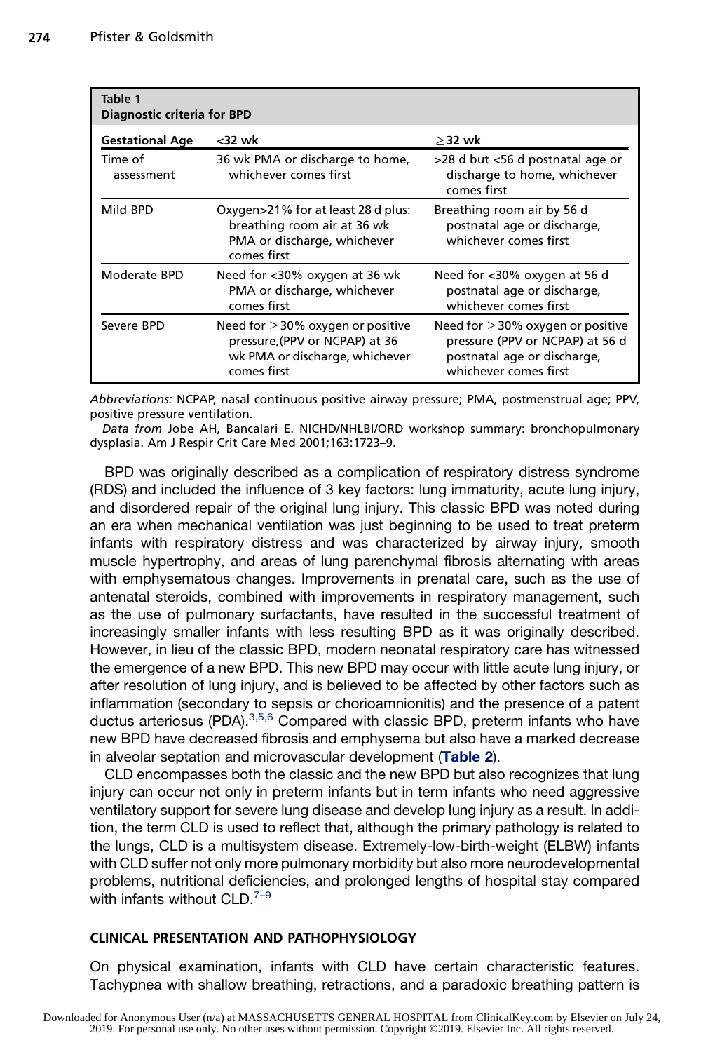**Table 1**
**Diagnostic criteria for BPD**

| Gestational Age | <32 wk | ≥32 wk |
|---|---|---|
| Time of assessment | 36 wk PMA or discharge to home, whichever comes first | >28 d but <56 d postnatal age or discharge to home, whichever comes first |
| Mild BPD | Oxygen>21% for at least 28 d plus: breathing room air at 36 wk PMA or discharge, whichever comes first | Breathing room air by 56 d postnatal age or discharge, whichever comes first |
| Moderate BPD | Need for <30% oxygen at 36 wk PMA or discharge, whichever comes first | Need for <30% oxygen at 56 d postnatal age or discharge, whichever comes first |
| Severe BPD | Need for ≥30% oxygen or positive pressure,(PPV or NCPAP) at 36 wk PMA or discharge, whichever comes first | Need for ≥30% oxygen or positive pressure (PPV or NCPAP) at 56 d postnatal age or discharge, whichever comes first |

*Abbreviations:* NCPAP, nasal continuous positive airway pressure; PMA, postmenstrual age; PPV, positive pressure ventilation.

*Data from* Jobe AH, Bancalari E. NICHD/NHLBI/ORD workshop summary: bronchopulmonary dysplasia. Am J Respir Crit Care Med 2001;163:1723–9.

BPD was originally described as a complication of respiratory distress syndrome (RDS) and included the influence of 3 key factors: lung immaturity, acute lung injury, and disordered repair of the original lung injury. This classic BPD was noted during an era when mechanical ventilation was just beginning to be used to treat preterm infants with respiratory distress and was characterized by airway injury, smooth muscle hypertrophy, and areas of lung parenchymal fibrosis alternating with areas with emphysematous changes. Improvements in prenatal care, such as the use of antenatal steroids, combined with improvements in respiratory management, such as the use of pulmonary surfactants, have resulted in the successful treatment of increasingly smaller infants with less resulting BPD as it was originally described. However, in lieu of the classic BPD, modern neonatal respiratory care has witnessed the emergence of a new BPD. This new BPD may occur with little acute lung injury, or after resolution of lung injury, and is believed to be affected by other factors such as inflammation (secondary to sepsis or chorioamnionitis) and the presence of a patent ductus arteriosus (PDA).[3,5,6] Compared with classic BPD, preterm infants who have new BPD have decreased fibrosis and emphysema but also have a marked decrease in alveolar septation and microvascular development (**Table 2**).

CLD encompasses both the classic and the new BPD but also recognizes that lung injury can occur not only in preterm infants but in term infants who need aggressive ventilatory support for severe lung disease and develop lung injury as a result. In addition, the term CLD is used to reflect that, although the primary pathology is related to the lungs, CLD is a multisystem disease. Extremely-low-birth-weight (ELBW) infants with CLD suffer not only more pulmonary morbidity but also more neurodevelopmental problems, nutritional deficiencies, and prolonged lengths of hospital stay compared with infants without CLD.[7–9]

## CLINICAL PRESENTATION AND PATHOPHYSIOLOGY

On physical examination, infants with CLD have certain characteristic features. Tachypnea with shallow breathing, retractions, and a paradoxic breathing pattern is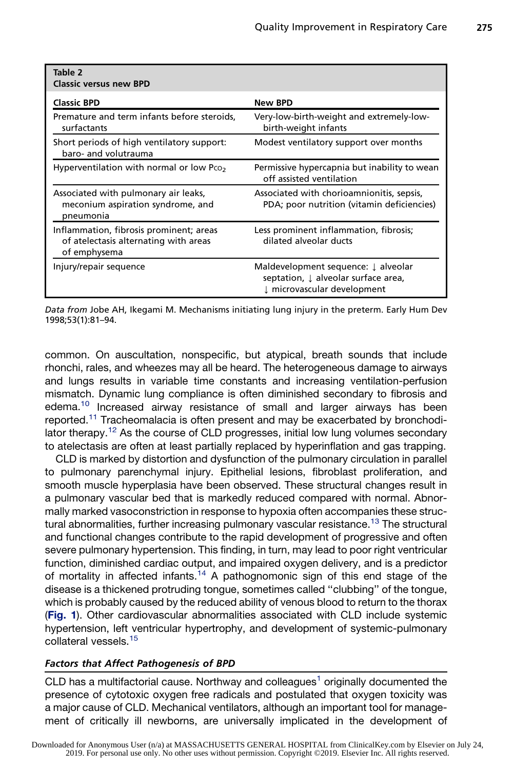**Table 2**
**Classic versus new BPD**

| Classic BPD | New BPD |
|---|---|
| Premature and term infants before steroids, surfactants | Very-low-birth-weight and extremely-low-birth-weight infants |
| Short periods of high ventilatory support: baro- and volutrauma | Modest ventilatory support over months |
| Hyperventilation with normal or low $P_{CO_2}$ | Permissive hypercapnia but inability to wean off assisted ventilation |
| Associated with pulmonary air leaks, meconium aspiration syndrome, and pneumonia | Associated with chorioamnionitis, sepsis, PDA; poor nutrition (vitamin deficiencies) |
| Inflammation, fibrosis prominent; areas of atelectasis alternating with areas of emphysema | Less prominent inflammation, fibrosis; dilated alveolar ducts |
| Injury/repair sequence | Maldevelopment sequence: ↓ alveolar septation, ↓ alveolar surface area, ↓ microvascular development |

*Data from* Jobe AH, Ikegami M. Mechanisms initiating lung injury in the preterm. Early Hum Dev 1998;53(1):81–94.

common. On auscultation, nonspecific, but atypical, breath sounds that include rhonchi, rales, and wheezes may all be heard. The heterogeneous damage to airways and lungs results in variable time constants and increasing ventilation-perfusion mismatch. Dynamic lung compliance is often diminished secondary to fibrosis and edema.[10] Increased airway resistance of small and larger airways has been reported.[11] Tracheomalacia is often present and may be exacerbated by bronchodilator therapy.[12] As the course of CLD progresses, initial low lung volumes secondary to atelectasis are often at least partially replaced by hyperinflation and gas trapping.

CLD is marked by distortion and dysfunction of the pulmonary circulation in parallel to pulmonary parenchymal injury. Epithelial lesions, fibroblast proliferation, and smooth muscle hyperplasia have been observed. These structural changes result in a pulmonary vascular bed that is markedly reduced compared with normal. Abnormally marked vasoconstriction in response to hypoxia often accompanies these structural abnormalities, further increasing pulmonary vascular resistance.[13] The structural and functional changes contribute to the rapid development of progressive and often severe pulmonary hypertension. This finding, in turn, may lead to poor right ventricular function, diminished cardiac output, and impaired oxygen delivery, and is a predictor of mortality in affected infants.[14] A pathognomonic sign of this end stage of the disease is a thickened protruding tongue, sometimes called "clubbing" of the tongue, which is probably caused by the reduced ability of venous blood to return to the thorax (**Fig. 1**). Other cardiovascular abnormalities associated with CLD include systemic hypertension, left ventricular hypertrophy, and development of systemic-pulmonary collateral vessels.[15]

### *Factors that Affect Pathogenesis of BPD*

CLD has a multifactorial cause. Northway and colleagues[1] originally documented the presence of cytotoxic oxygen free radicals and postulated that oxygen toxicity was a major cause of CLD. Mechanical ventilators, although an important tool for management of critically ill newborns, are universally implicated in the development of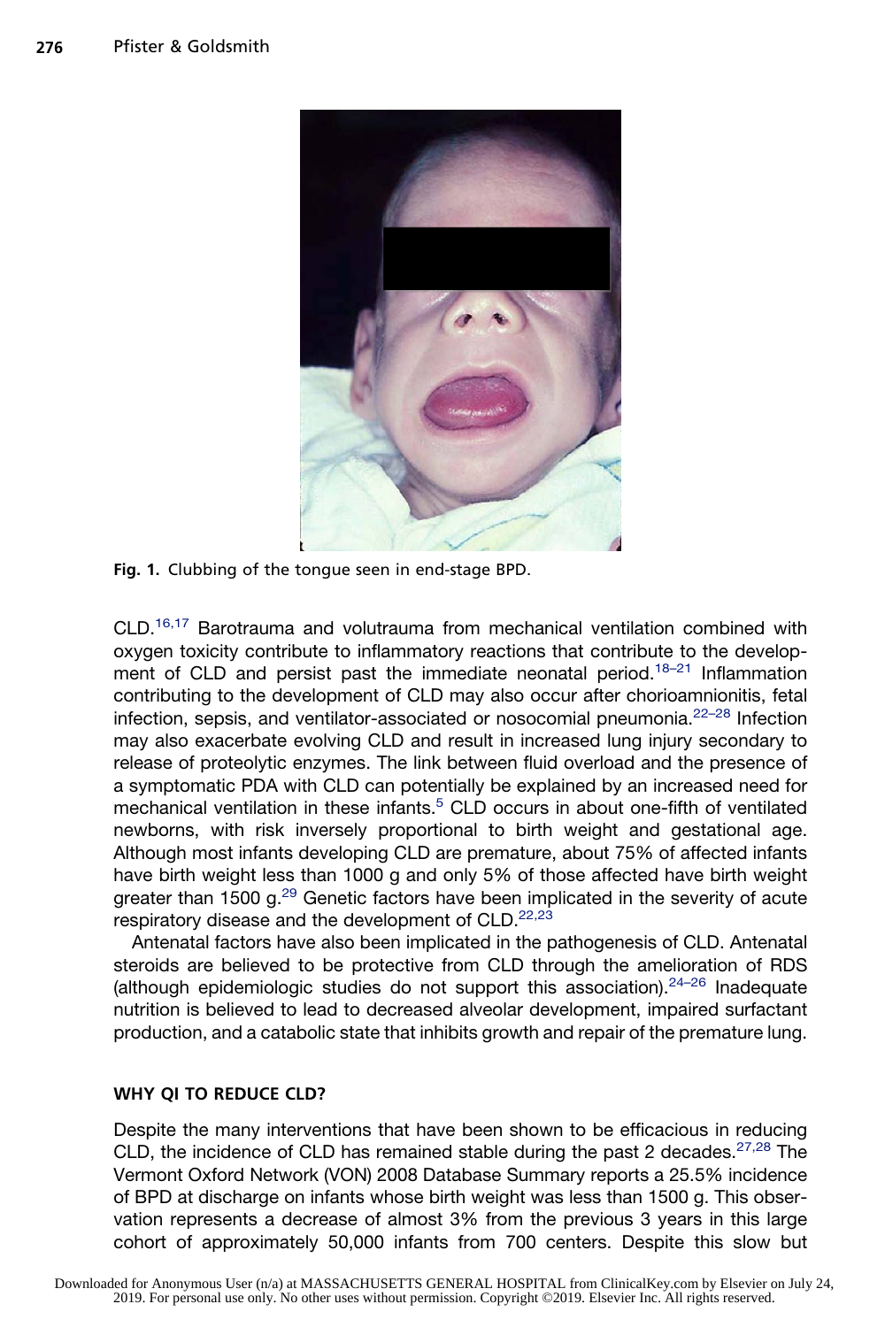Fig. 1. Clubbing of the tongue seen in end-stage BPD.

CLD.[16,17] Barotrauma and volutrauma from mechanical ventilation combined with oxygen toxicity contribute to inflammatory reactions that contribute to the development of CLD and persist past the immediate neonatal period.[18–21] Inflammation contributing to the development of CLD may also occur after chorioamnionitis, fetal infection, sepsis, and ventilator-associated or nosocomial pneumonia.[22–28] Infection may also exacerbate evolving CLD and result in increased lung injury secondary to release of proteolytic enzymes. The link between fluid overload and the presence of a symptomatic PDA with CLD can potentially be explained by an increased need for mechanical ventilation in these infants.[5] CLD occurs in about one-fifth of ventilated newborns, with risk inversely proportional to birth weight and gestational age. Although most infants developing CLD are premature, about 75% of affected infants have birth weight less than 1000 g and only 5% of those affected have birth weight greater than 1500 g.[29] Genetic factors have been implicated in the severity of acute respiratory disease and the development of CLD.[22,23]

Antenatal factors have also been implicated in the pathogenesis of CLD. Antenatal steroids are believed to be protective from CLD through the amelioration of RDS (although epidemiologic studies do not support this association).[24–26] Inadequate nutrition is believed to lead to decreased alveolar development, impaired surfactant production, and a catabolic state that inhibits growth and repair of the premature lung.

## WHY QI TO REDUCE CLD?

Despite the many interventions that have been shown to be efficacious in reducing CLD, the incidence of CLD has remained stable during the past 2 decades.[27,28] The Vermont Oxford Network (VON) 2008 Database Summary reports a 25.5% incidence of BPD at discharge on infants whose birth weight was less than 1500 g. This observation represents a decrease of almost 3% from the previous 3 years in this large cohort of approximately 50,000 infants from 700 centers. Despite this slow but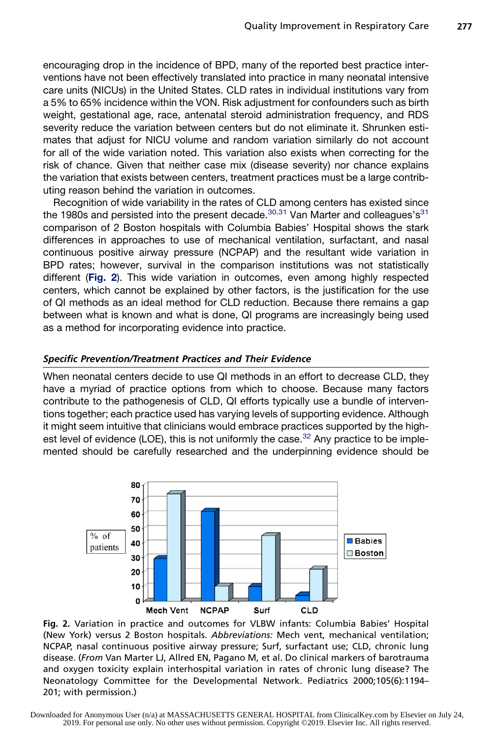encouraging drop in the incidence of BPD, many of the reported best practice interventions have not been effectively translated into practice in many neonatal intensive care units (NICUs) in the United States. CLD rates in individual institutions vary from a 5% to 65% incidence within the VON. Risk adjustment for confounders such as birth weight, gestational age, race, antenatal steroid administration frequency, and RDS severity reduce the variation between centers but do not eliminate it. Shrunken estimates that adjust for NICU volume and random variation similarly do not account for all of the wide variation noted. This variation also exists when correcting for the risk of chance. Given that neither case mix (disease severity) nor chance explains the variation that exists between centers, treatment practices must be a large contributing reason behind the variation in outcomes.

Recognition of wide variability in the rates of CLD among centers has existed since the 1980s and persisted into the present decade.[30,31] Van Marter and colleagues's[31] comparison of 2 Boston hospitals with Columbia Babies' Hospital shows the stark differences in approaches to use of mechanical ventilation, surfactant, and nasal continuous positive airway pressure (NCPAP) and the resultant wide variation in BPD rates; however, survival in the comparison institutions was not statistically different (**Fig. 2**). This wide variation in outcomes, even among highly respected centers, which cannot be explained by other factors, is the justification for the use of QI methods as an ideal method for CLD reduction. Because there remains a gap between what is known and what is done, QI programs are increasingly being used as a method for incorporating evidence into practice.

### *Specific Prevention/Treatment Practices and Their Evidence*

When neonatal centers decide to use QI methods in an effort to decrease CLD, they have a myriad of practice options from which to choose. Because many factors contribute to the pathogenesis of CLD, QI efforts typically use a bundle of interventions together; each practice used has varying levels of supporting evidence. Although it might seem intuitive that clinicians would embrace practices supported by the highest level of evidence (LOE), this is not uniformly the case.[32] Any practice to be implemented should be carefully researched and the underpinning evidence should be

% of patients

80
70
60
50
40
30
20
10
0

Mech Vent
NCPAP
Surf
CLD

Babies
Boston

**Fig. 2.** Variation in practice and outcomes for VLBW infants: Columbia Babies' Hospital (New York) versus 2 Boston hospitals. *Abbreviations:* Mech vent, mechanical ventilation; NCPAP, nasal continuous positive airway pressure; Surf, surfactant use; CLD, chronic lung disease. (*From* Van Marter LJ, Allred EN, Pagano M, et al. Do clinical markers of barotrauma and oxygen toxicity explain interhospital variation in rates of chronic lung disease? The Neonatology Committee for the Developmental Network. Pediatrics 2000;105(6):1194–201; with permission.)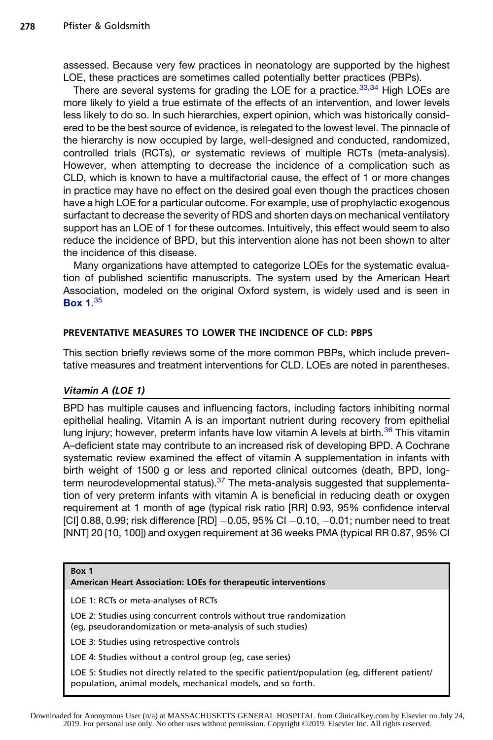assessed. Because very few practices in neonatology are supported by the highest LOE, these practices are sometimes called potentially better practices (PBPs).

There are several systems for grading the LOE for a practice.[33,34] High LOEs are more likely to yield a true estimate of the effects of an intervention, and lower levels less likely to do so. In such hierarchies, expert opinion, which was historically considered to be the best source of evidence, is relegated to the lowest level. The pinnacle of the hierarchy is now occupied by large, well-designed and conducted, randomized, controlled trials (RCTs), or systematic reviews of multiple RCTs (meta-analysis). However, when attempting to decrease the incidence of a complication such as CLD, which is known to have a multifactorial cause, the effect of 1 or more changes in practice may have no effect on the desired goal even though the practices chosen have a high LOE for a particular outcome. For example, use of prophylactic exogenous surfactant to decrease the severity of RDS and shorten days on mechanical ventilatory support has an LOE of 1 for these outcomes. Intuitively, this effect would seem to also reduce the incidence of BPD, but this intervention alone has not been shown to alter the incidence of this disease.

Many organizations have attempted to categorize LOEs for the systematic evaluation of published scientific manuscripts. The system used by the American Heart Association, modeled on the original Oxford system, is widely used and is seen in **Box 1**.[35]

## PREVENTATIVE MEASURES TO LOWER THE INCIDENCE OF CLD: PBPS

This section briefly reviews some of the more common PBPs, which include preventative measures and treatment interventions for CLD. LOEs are noted in parentheses.

### *Vitamin A (LOE 1)*

BPD has multiple causes and influencing factors, including factors inhibiting normal epithelial healing. Vitamin A is an important nutrient during recovery from epithelial lung injury; however, preterm infants have low vitamin A levels at birth.[36] This vitamin A–deficient state may contribute to an increased risk of developing BPD. A Cochrane systematic review examined the effect of vitamin A supplementation in infants with birth weight of 1500 g or less and reported clinical outcomes (death, BPD, long-term neurodevelopmental status).[37] The meta-analysis suggested that supplementation of very preterm infants with vitamin A is beneficial in reducing death or oxygen requirement at 1 month of age (typical risk ratio [RR] 0.93, 95% confidence interval [CI] 0.88, 0.99; risk difference [RD] −0.05, 95% CI −0.10, −0.01; number need to treat [NNT] 20 [10, 100]) and oxygen requirement at 36 weeks PMA (typical RR 0.87, 95% CI

**Box 1**
**American Heart Association: LOEs for therapeutic interventions**

LOE 1: RCTs or meta-analyses of RCTs

LOE 2: Studies using concurrent controls without true randomization (eg, pseudorandomization or meta-analysis of such studies)

LOE 3: Studies using retrospective controls

LOE 4: Studies without a control group (eg, case series)

LOE 5: Studies not directly related to the specific patient/population (eg, different patient/population, animal models, mechanical models, and so forth.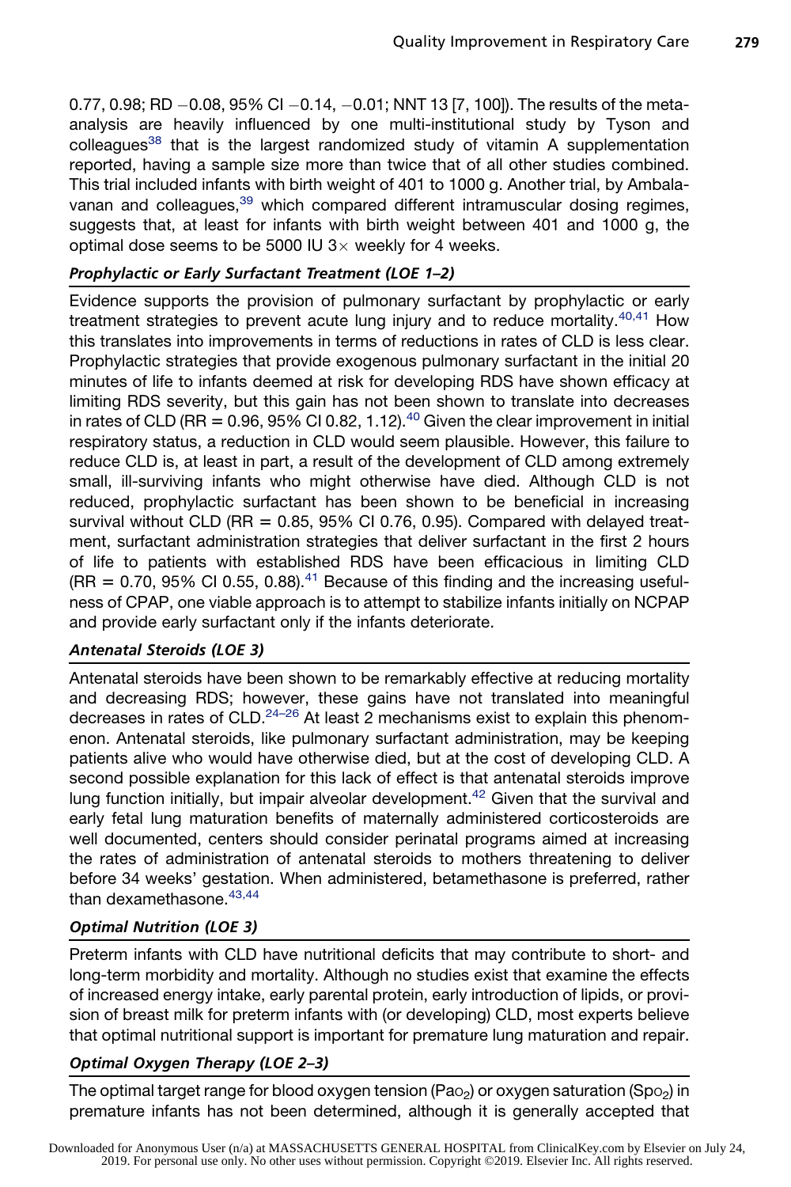0.77, 0.98; RD −0.08, 95% CI −0.14, −0.01; NNT 13 [7, 100]). The results of the meta-analysis are heavily influenced by one multi-institutional study by Tyson and colleagues[38] that is the largest randomized study of vitamin A supplementation reported, having a sample size more than twice that of all other studies combined. This trial included infants with birth weight of 401 to 1000 g. Another trial, by Ambalavanan and colleagues,[39] which compared different intramuscular dosing regimes, suggests that, at least for infants with birth weight between 401 and 1000 g, the optimal dose seems to be 5000 IU 3× weekly for 4 weeks.

### *Prophylactic or Early Surfactant Treatment (LOE 1–2)*

Evidence supports the provision of pulmonary surfactant by prophylactic or early treatment strategies to prevent acute lung injury and to reduce mortality.[40,41] How this translates into improvements in terms of reductions in rates of CLD is less clear. Prophylactic strategies that provide exogenous pulmonary surfactant in the initial 20 minutes of life to infants deemed at risk for developing RDS have shown efficacy at limiting RDS severity, but this gain has not been shown to translate into decreases in rates of CLD (RR = 0.96, 95% CI 0.82, 1.12).[40] Given the clear improvement in initial respiratory status, a reduction in CLD would seem plausible. However, this failure to reduce CLD is, at least in part, a result of the development of CLD among extremely small, ill-surviving infants who might otherwise have died. Although CLD is not reduced, prophylactic surfactant has been shown to be beneficial in increasing survival without CLD (RR = 0.85, 95% CI 0.76, 0.95). Compared with delayed treatment, surfactant administration strategies that deliver surfactant in the first 2 hours of life to patients with established RDS have been efficacious in limiting CLD (RR = 0.70, 95% CI 0.55, 0.88).[41] Because of this finding and the increasing usefulness of CPAP, one viable approach is to attempt to stabilize infants initially on NCPAP and provide early surfactant only if the infants deteriorate.

### *Antenatal Steroids (LOE 3)*

Antenatal steroids have been shown to be remarkably effective at reducing mortality and decreasing RDS; however, these gains have not translated into meaningful decreases in rates of CLD.[24–26] At least 2 mechanisms exist to explain this phenomenon. Antenatal steroids, like pulmonary surfactant administration, may be keeping patients alive who would have otherwise died, but at the cost of developing CLD. A second possible explanation for this lack of effect is that antenatal steroids improve lung function initially, but impair alveolar development.[42] Given that the survival and early fetal lung maturation benefits of maternally administered corticosteroids are well documented, centers should consider perinatal programs aimed at increasing the rates of administration of antenatal steroids to mothers threatening to deliver before 34 weeks' gestation. When administered, betamethasone is preferred, rather than dexamethasone.[43,44]

### *Optimal Nutrition (LOE 3)*

Preterm infants with CLD have nutritional deficits that may contribute to short- and long-term morbidity and mortality. Although no studies exist that examine the effects of increased energy intake, early parental protein, early introduction of lipids, or provision of breast milk for preterm infants with (or developing) CLD, most experts believe that optimal nutritional support is important for premature lung maturation and repair.

### *Optimal Oxygen Therapy (LOE 2–3)*

The optimal target range for blood oxygen tension ($Pa_{O_2}$) or oxygen saturation ($Sp_{O_2}$) in premature infants has not been determined, although it is generally accepted that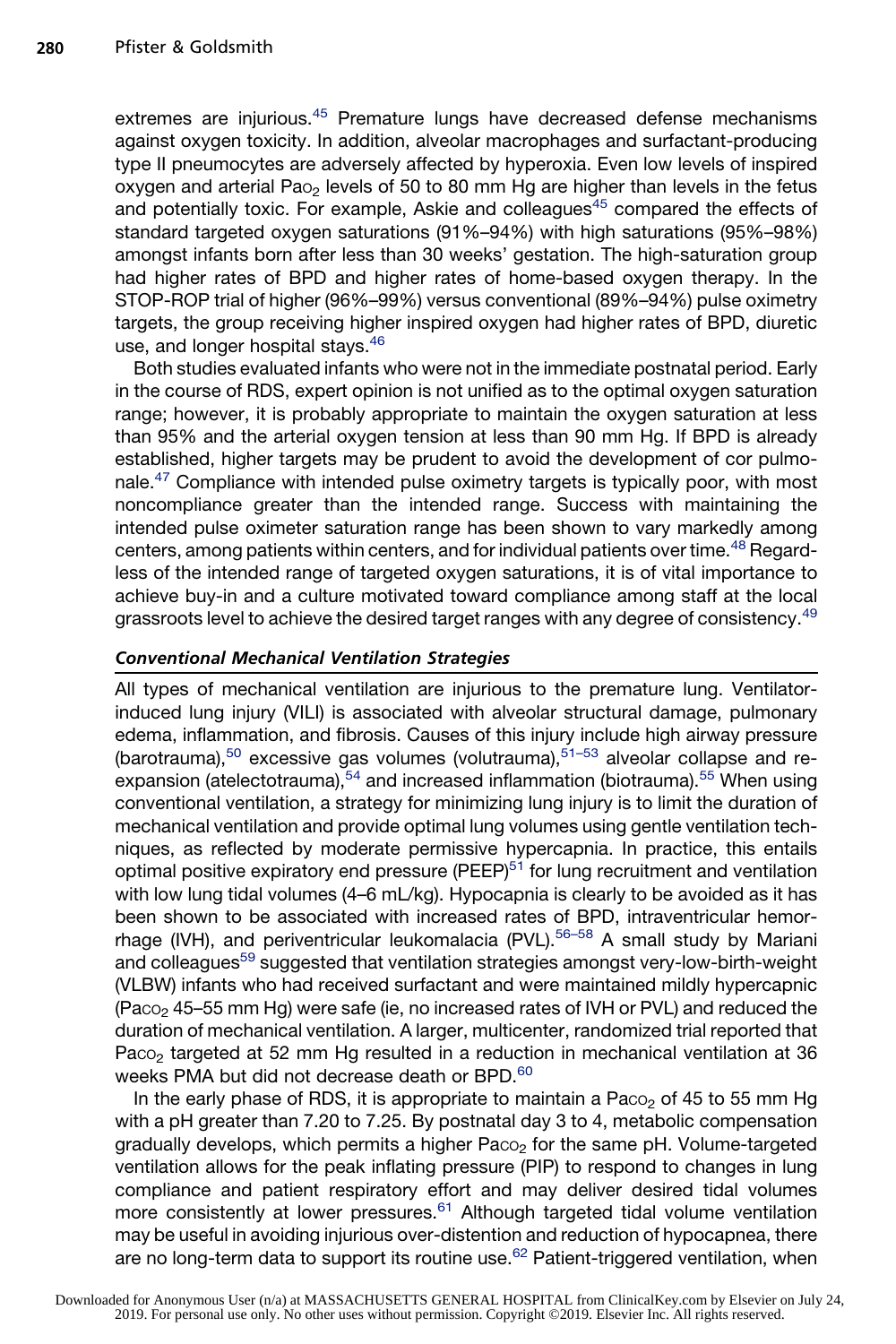extremes are injurious.[45] Premature lungs have decreased defense mechanisms against oxygen toxicity. In addition, alveolar macrophages and surfactant-producing type II pneumocytes are adversely affected by hyperoxia. Even low levels of inspired oxygen and arterial $Pa_{O_2}$ levels of 50 to 80 mm Hg are higher than levels in the fetus and potentially toxic. For example, Askie and colleagues[45] compared the effects of standard targeted oxygen saturations (91%–94%) with high saturations (95%–98%) amongst infants born after less than 30 weeks' gestation. The high-saturation group had higher rates of BPD and higher rates of home-based oxygen therapy. In the STOP-ROP trial of higher (96%–99%) versus conventional (89%–94%) pulse oximetry targets, the group receiving higher inspired oxygen had higher rates of BPD, diuretic use, and longer hospital stays.[46]

Both studies evaluated infants who were not in the immediate postnatal period. Early in the course of RDS, expert opinion is not unified as to the optimal oxygen saturation range; however, it is probably appropriate to maintain the oxygen saturation at less than 95% and the arterial oxygen tension at less than 90 mm Hg. If BPD is already established, higher targets may be prudent to avoid the development of cor pulmonale.[47] Compliance with intended pulse oximetry targets is typically poor, with most noncompliance greater than the intended range. Success with maintaining the intended pulse oximeter saturation range has been shown to vary markedly among centers, among patients within centers, and for individual patients over time.[48] Regardless of the intended range of targeted oxygen saturations, it is of vital importance to achieve buy-in and a culture motivated toward compliance among staff at the local grassroots level to achieve the desired target ranges with any degree of consistency.[49]

#### *Conventional Mechanical Ventilation Strategies*

All types of mechanical ventilation are injurious to the premature lung. Ventilator-induced lung injury (VILI) is associated with alveolar structural damage, pulmonary edema, inflammation, and fibrosis. Causes of this injury include high airway pressure (barotrauma),[50] excessive gas volumes (volutrauma),[51–53] alveolar collapse and re-expansion (atelectotrauma),[54] and increased inflammation (biotrauma).[55] When using conventional ventilation, a strategy for minimizing lung injury is to limit the duration of mechanical ventilation and provide optimal lung volumes using gentle ventilation techniques, as reflected by moderate permissive hypercapnia. In practice, this entails optimal positive expiratory end pressure (PEEP)[51] for lung recruitment and ventilation with low lung tidal volumes (4–6 mL/kg). Hypocapnia is clearly to be avoided as it has been shown to be associated with increased rates of BPD, intraventricular hemorrhage (IVH), and periventricular leukomalacia (PVL).[56–58] A small study by Mariani and colleagues[59] suggested that ventilation strategies amongst very-low-birth-weight (VLBW) infants who had received surfactant and were maintained mildly hypercapnic ($Pa_{CO_2}$ 45–55 mm Hg) were safe (ie, no increased rates of IVH or PVL) and reduced the duration of mechanical ventilation. A larger, multicenter, randomized trial reported that $Pa_{CO_2}$ targeted at 52 mm Hg resulted in a reduction in mechanical ventilation at 36 weeks PMA but did not decrease death or BPD.[60]

In the early phase of RDS, it is appropriate to maintain a $Pa_{CO_2}$ of 45 to 55 mm Hg with a pH greater than 7.20 to 7.25. By postnatal day 3 to 4, metabolic compensation gradually develops, which permits a higher $Pa_{CO_2}$ for the same pH. Volume-targeted ventilation allows for the peak inflating pressure (PIP) to respond to changes in lung compliance and patient respiratory effort and may deliver desired tidal volumes more consistently at lower pressures.[61] Although targeted tidal volume ventilation may be useful in avoiding injurious over-distention and reduction of hypocapnea, there are no long-term data to support its routine use.[62] Patient-triggered ventilation, when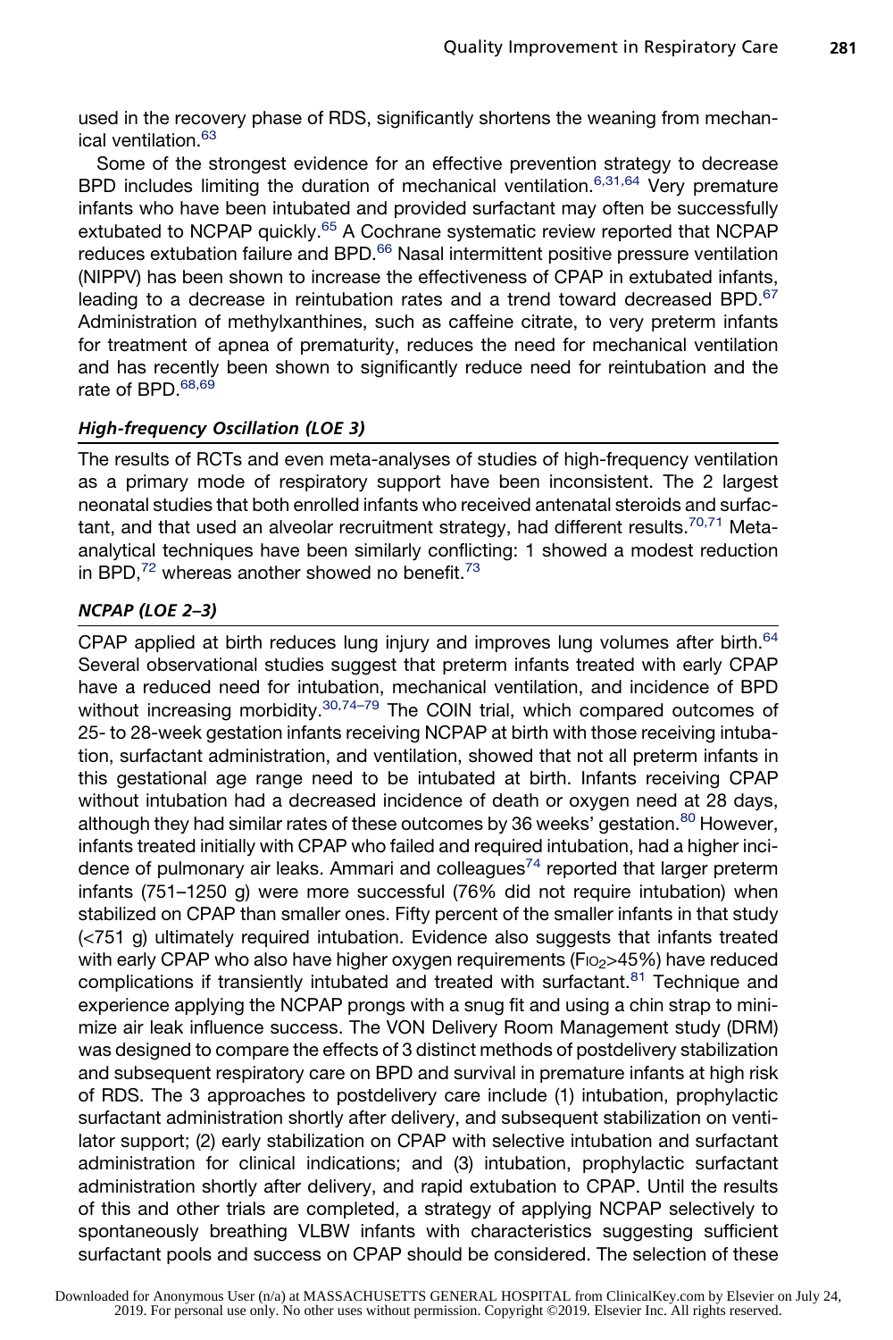used in the recovery phase of RDS, significantly shortens the weaning from mechanical ventilation.[63]

Some of the strongest evidence for an effective prevention strategy to decrease BPD includes limiting the duration of mechanical ventilation.[6,31,64] Very premature infants who have been intubated and provided surfactant may often be successfully extubated to NCPAP quickly.[65] A Cochrane systematic review reported that NCPAP reduces extubation failure and BPD.[66] Nasal intermittent positive pressure ventilation (NIPPV) has been shown to increase the effectiveness of CPAP in extubated infants, leading to a decrease in reintubation rates and a trend toward decreased BPD.[67] Administration of methylxanthines, such as caffeine citrate, to very preterm infants for treatment of apnea of prematurity, reduces the need for mechanical ventilation and has recently been shown to significantly reduce need for reintubation and the rate of BPD.[68,69]

### *High-frequency Oscillation (LOE 3)*

The results of RCTs and even meta-analyses of studies of high-frequency ventilation as a primary mode of respiratory support have been inconsistent. The 2 largest neonatal studies that both enrolled infants who received antenatal steroids and surfactant, and that used an alveolar recruitment strategy, had different results.[70,71] Meta-analytical techniques have been similarly conflicting: 1 showed a modest reduction in BPD,[72] whereas another showed no benefit.[73]

### *NCPAP (LOE 2–3)*

CPAP applied at birth reduces lung injury and improves lung volumes after birth.[64] Several observational studies suggest that preterm infants treated with early CPAP have a reduced need for intubation, mechanical ventilation, and incidence of BPD without increasing morbidity.[30,74–79] The COIN trial, which compared outcomes of 25- to 28-week gestation infants receiving NCPAP at birth with those receiving intubation, surfactant administration, and ventilation, showed that not all preterm infants in this gestational age range need to be intubated at birth. Infants receiving CPAP without intubation had a decreased incidence of death or oxygen need at 28 days, although they had similar rates of these outcomes by 36 weeks' gestation.[80] However, infants treated initially with CPAP who failed and required intubation, had a higher incidence of pulmonary air leaks. Ammari and colleagues[74] reported that larger preterm infants (751–1250 g) were more successful (76% did not require intubation) when stabilized on CPAP than smaller ones. Fifty percent of the smaller infants in that study (<751 g) ultimately required intubation. Evidence also suggests that infants treated with early CPAP who also have higher oxygen requirements ($F_{IO_2}$>45%) have reduced complications if transiently intubated and treated with surfactant.[81] Technique and experience applying the NCPAP prongs with a snug fit and using a chin strap to minimize air leak influence success. The VON Delivery Room Management study (DRM) was designed to compare the effects of 3 distinct methods of postdelivery stabilization and subsequent respiratory care on BPD and survival in premature infants at high risk of RDS. The 3 approaches to postdelivery care include (1) intubation, prophylactic surfactant administration shortly after delivery, and subsequent stabilization on ventilator support; (2) early stabilization on CPAP with selective intubation and surfactant administration for clinical indications; and (3) intubation, prophylactic surfactant administration shortly after delivery, and rapid extubation to CPAP. Until the results of this and other trials are completed, a strategy of applying NCPAP selectively to spontaneously breathing VLBW infants with characteristics suggesting sufficient surfactant pools and success on CPAP should be considered. The selection of these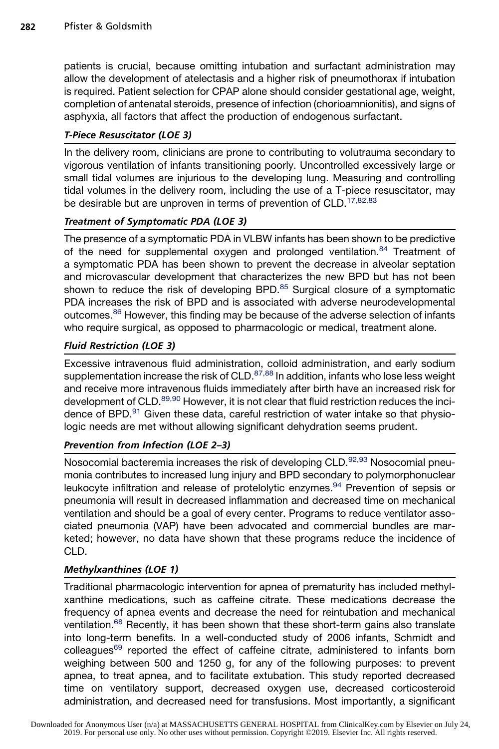patients is crucial, because omitting intubation and surfactant administration may allow the development of atelectasis and a higher risk of pneumothorax if intubation is required. Patient selection for CPAP alone should consider gestational age, weight, completion of antenatal steroids, presence of infection (chorioamnionitis), and signs of asphyxia, all factors that affect the production of endogenous surfactant.

### *T-Piece Resuscitator (LOE 3)*

In the delivery room, clinicians are prone to contributing to volutrauma secondary to vigorous ventilation of infants transitioning poorly. Uncontrolled excessively large or small tidal volumes are injurious to the developing lung. Measuring and controlling tidal volumes in the delivery room, including the use of a T-piece resuscitator, may be desirable but are unproven in terms of prevention of CLD.[17,82,83]

### *Treatment of Symptomatic PDA (LOE 3)*

The presence of a symptomatic PDA in VLBW infants has been shown to be predictive of the need for supplemental oxygen and prolonged ventilation.[84] Treatment of a symptomatic PDA has been shown to prevent the decrease in alveolar septation and microvascular development that characterizes the new BPD but has not been shown to reduce the risk of developing BPD.[85] Surgical closure of a symptomatic PDA increases the risk of BPD and is associated with adverse neurodevelopmental outcomes.[86] However, this finding may be because of the adverse selection of infants who require surgical, as opposed to pharmacologic or medical, treatment alone.

### *Fluid Restriction (LOE 3)*

Excessive intravenous fluid administration, colloid administration, and early sodium supplementation increase the risk of CLD.[87,88] In addition, infants who lose less weight and receive more intravenous fluids immediately after birth have an increased risk for development of CLD.[89,90] However, it is not clear that fluid restriction reduces the incidence of BPD.[91] Given these data, careful restriction of water intake so that physiologic needs are met without allowing significant dehydration seems prudent.

### *Prevention from Infection (LOE 2–3)*

Nosocomial bacteremia increases the risk of developing CLD.[92,93] Nosocomial pneumonia contributes to increased lung injury and BPD secondary to polymorphonuclear leukocyte infiltration and release of protelolytic enzymes.[94] Prevention of sepsis or pneumonia will result in decreased inflammation and decreased time on mechanical ventilation and should be a goal of every center. Programs to reduce ventilator associated pneumonia (VAP) have been advocated and commercial bundles are marketed; however, no data have shown that these programs reduce the incidence of CLD.

### *Methylxanthines (LOE 1)*

Traditional pharmacologic intervention for apnea of prematurity has included methylxanthine medications, such as caffeine citrate. These medications decrease the frequency of apnea events and decrease the need for reintubation and mechanical ventilation.[68] Recently, it has been shown that these short-term gains also translate into long-term benefits. In a well-conducted study of 2006 infants, Schmidt and colleagues[69] reported the effect of caffeine citrate, administered to infants born weighing between 500 and 1250 g, for any of the following purposes: to prevent apnea, to treat apnea, and to facilitate extubation. This study reported decreased time on ventilatory support, decreased oxygen use, decreased corticosteroid administration, and decreased need for transfusions. Most importantly, a significant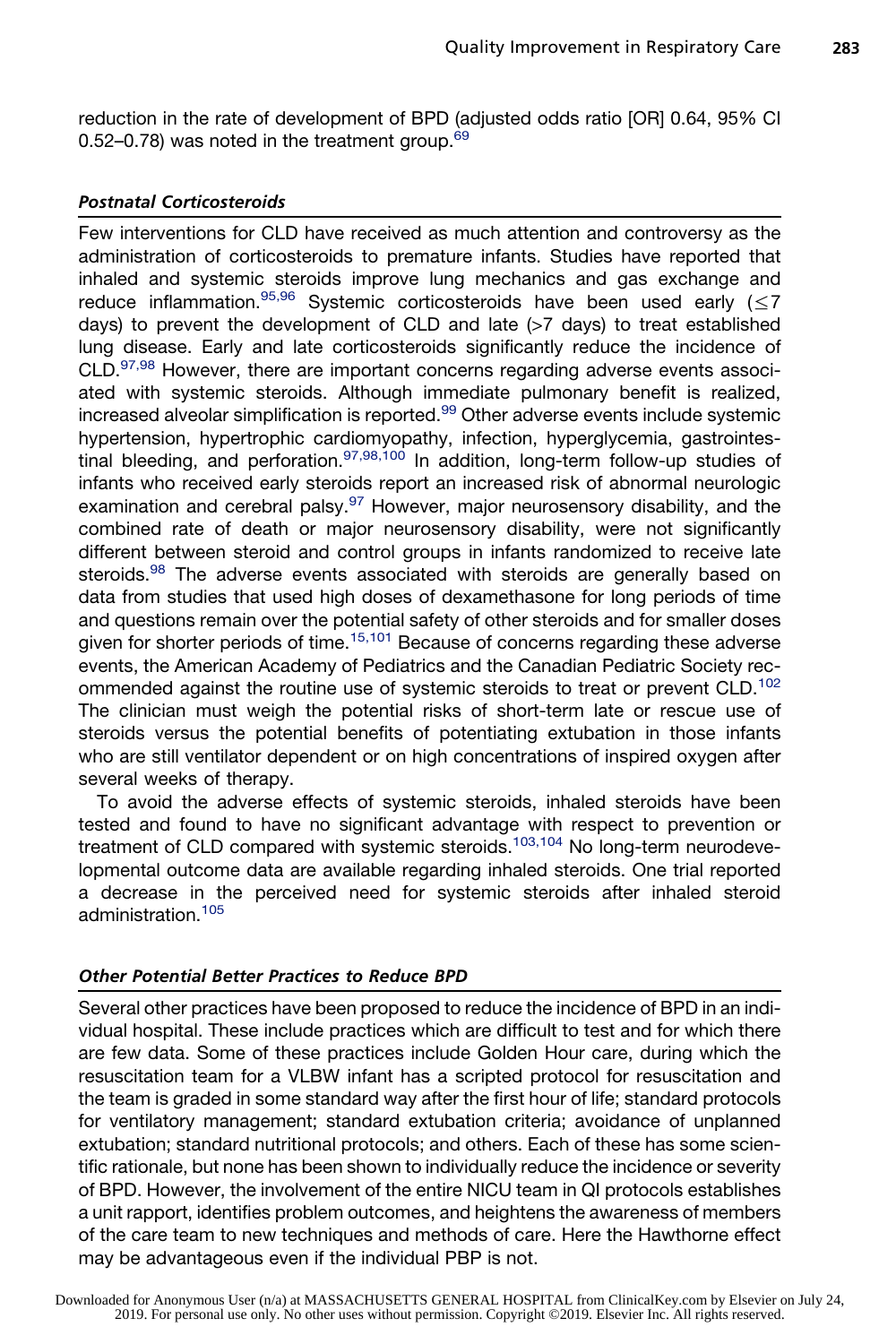reduction in the rate of development of BPD (adjusted odds ratio [OR] 0.64, 95% CI 0.52–0.78) was noted in the treatment group.[69]

### *Postnatal Corticosteroids*

Few interventions for CLD have received as much attention and controversy as the administration of corticosteroids to premature infants. Studies have reported that inhaled and systemic steroids improve lung mechanics and gas exchange and reduce inflammation.[95,96] Systemic corticosteroids have been used early ($\leq$7 days) to prevent the development of CLD and late (>7 days) to treat established lung disease. Early and late corticosteroids significantly reduce the incidence of CLD.[97,98] However, there are important concerns regarding adverse events associated with systemic steroids. Although immediate pulmonary benefit is realized, increased alveolar simplification is reported.[99] Other adverse events include systemic hypertension, hypertrophic cardiomyopathy, infection, hyperglycemia, gastrointestinal bleeding, and perforation.[97,98,100] In addition, long-term follow-up studies of infants who received early steroids report an increased risk of abnormal neurologic examination and cerebral palsy.[97] However, major neurosensory disability, and the combined rate of death or major neurosensory disability, were not significantly different between steroid and control groups in infants randomized to receive late steroids.[98] The adverse events associated with steroids are generally based on data from studies that used high doses of dexamethasone for long periods of time and questions remain over the potential safety of other steroids and for smaller doses given for shorter periods of time.[15,101] Because of concerns regarding these adverse events, the American Academy of Pediatrics and the Canadian Pediatric Society recommended against the routine use of systemic steroids to treat or prevent CLD.[102] The clinician must weigh the potential risks of short-term late or rescue use of steroids versus the potential benefits of potentiating extubation in those infants who are still ventilator dependent or on high concentrations of inspired oxygen after several weeks of therapy.

To avoid the adverse effects of systemic steroids, inhaled steroids have been tested and found to have no significant advantage with respect to prevention or treatment of CLD compared with systemic steroids.[103,104] No long-term neurodevelopmental outcome data are available regarding inhaled steroids. One trial reported a decrease in the perceived need for systemic steroids after inhaled steroid administration.[105]

### *Other Potential Better Practices to Reduce BPD*

Several other practices have been proposed to reduce the incidence of BPD in an individual hospital. These include practices which are difficult to test and for which there are few data. Some of these practices include Golden Hour care, during which the resuscitation team for a VLBW infant has a scripted protocol for resuscitation and the team is graded in some standard way after the first hour of life; standard protocols for ventilatory management; standard extubation criteria; avoidance of unplanned extubation; standard nutritional protocols; and others. Each of these has some scientific rationale, but none has been shown to individually reduce the incidence or severity of BPD. However, the involvement of the entire NICU team in QI protocols establishes a unit rapport, identifies problem outcomes, and heightens the awareness of members of the care team to new techniques and methods of care. Here the Hawthorne effect may be advantageous even if the individual PBP is not.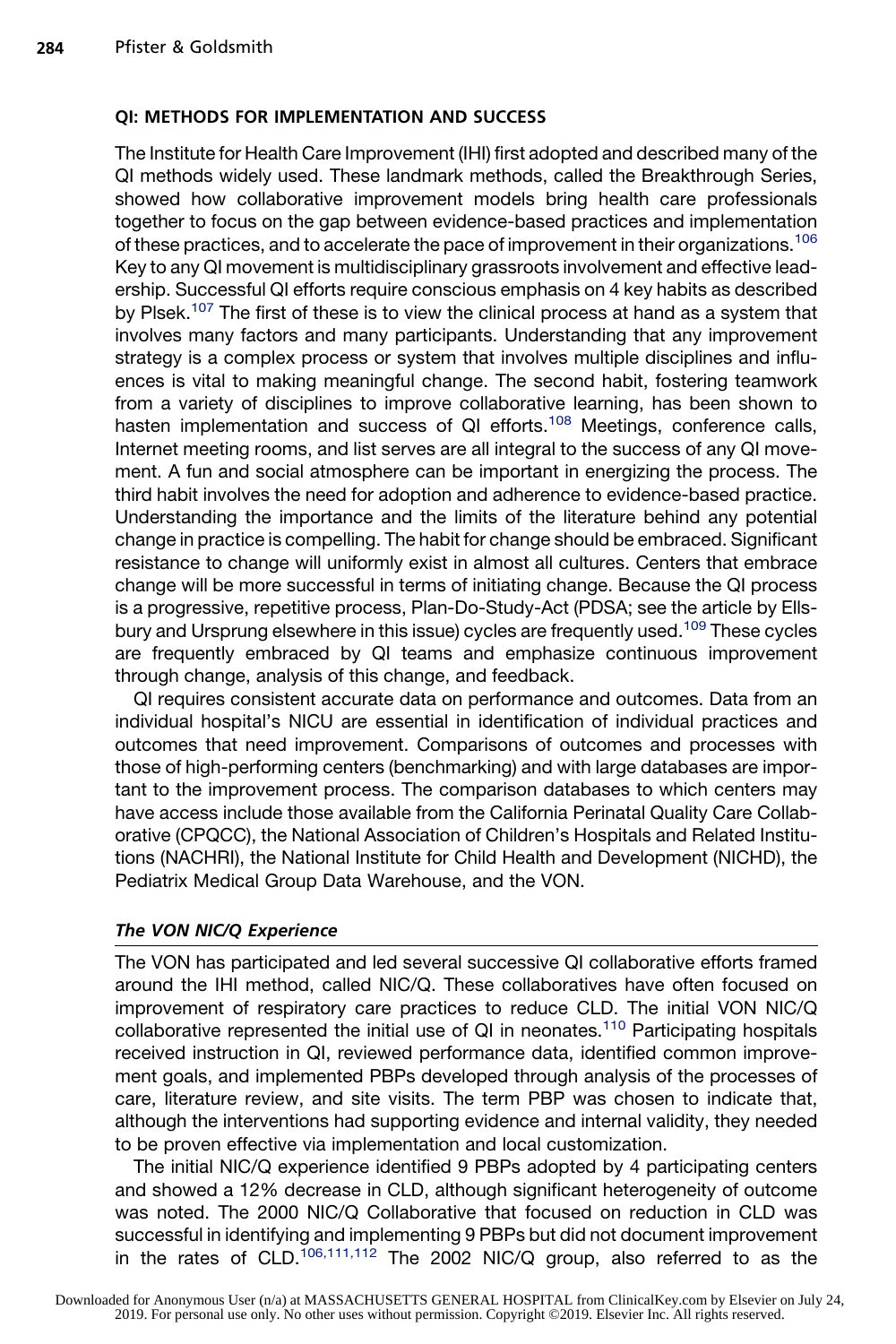### QI: METHODS FOR IMPLEMENTATION AND SUCCESS

The Institute for Health Care Improvement (IHI) first adopted and described many of the QI methods widely used. These landmark methods, called the Breakthrough Series, showed how collaborative improvement models bring health care professionals together to focus on the gap between evidence-based practices and implementation of these practices, and to accelerate the pace of improvement in their organizations.[106] Key to any QI movement is multidisciplinary grassroots involvement and effective leadership. Successful QI efforts require conscious emphasis on 4 key habits as described by Plsek.[107] The first of these is to view the clinical process at hand as a system that involves many factors and many participants. Understanding that any improvement strategy is a complex process or system that involves multiple disciplines and influences is vital to making meaningful change. The second habit, fostering teamwork from a variety of disciplines to improve collaborative learning, has been shown to hasten implementation and success of QI efforts.[108] Meetings, conference calls, Internet meeting rooms, and list serves are all integral to the success of any QI movement. A fun and social atmosphere can be important in energizing the process. The third habit involves the need for adoption and adherence to evidence-based practice. Understanding the importance and the limits of the literature behind any potential change in practice is compelling. The habit for change should be embraced. Significant resistance to change will uniformly exist in almost all cultures. Centers that embrace change will be more successful in terms of initiating change. Because the QI process is a progressive, repetitive process, Plan-Do-Study-Act (PDSA; see the article by Ellsbury and Ursprung elsewhere in this issue) cycles are frequently used.[109] These cycles are frequently embraced by QI teams and emphasize continuous improvement through change, analysis of this change, and feedback.

QI requires consistent accurate data on performance and outcomes. Data from an individual hospital's NICU are essential in identification of individual practices and outcomes that need improvement. Comparisons of outcomes and processes with those of high-performing centers (benchmarking) and with large databases are important to the improvement process. The comparison databases to which centers may have access include those available from the California Perinatal Quality Care Collaborative (CPQCC), the National Association of Children's Hospitals and Related Institutions (NACHRI), the National Institute for Child Health and Development (NICHD), the Pediatrix Medical Group Data Warehouse, and the VON.

#### *The VON NIC/Q Experience*

The VON has participated and led several successive QI collaborative efforts framed around the IHI method, called NIC/Q. These collaboratives have often focused on improvement of respiratory care practices to reduce CLD. The initial VON NIC/Q collaborative represented the initial use of QI in neonates.[110] Participating hospitals received instruction in QI, reviewed performance data, identified common improvement goals, and implemented PBPs developed through analysis of the processes of care, literature review, and site visits. The term PBP was chosen to indicate that, although the interventions had supporting evidence and internal validity, they needed to be proven effective via implementation and local customization.

The initial NIC/Q experience identified 9 PBPs adopted by 4 participating centers and showed a 12% decrease in CLD, although significant heterogeneity of outcome was noted. The 2000 NIC/Q Collaborative that focused on reduction in CLD was successful in identifying and implementing 9 PBPs but did not document improvement in the rates of CLD.[106,111,112] The 2002 NIC/Q group, also referred to as the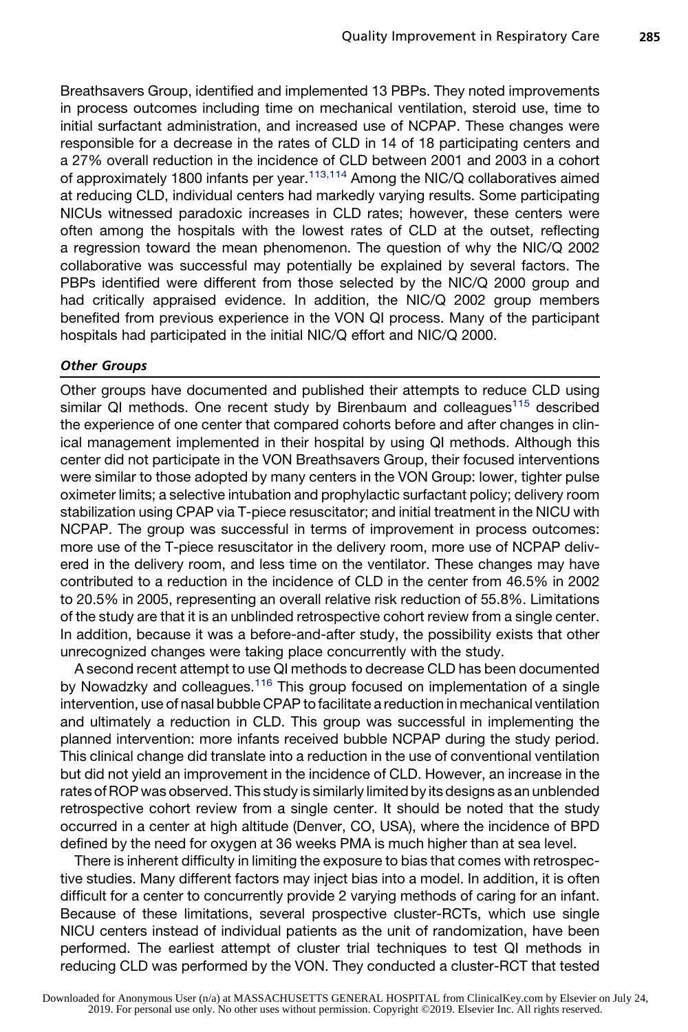Breathsavers Group, identified and implemented 13 PBPs. They noted improvements in process outcomes including time on mechanical ventilation, steroid use, time to initial surfactant administration, and increased use of NCPAP. These changes were responsible for a decrease in the rates of CLD in 14 of 18 participating centers and a 27% overall reduction in the incidence of CLD between 2001 and 2003 in a cohort of approximately 1800 infants per year.[113,114] Among the NIC/Q collaboratives aimed at reducing CLD, individual centers had markedly varying results. Some participating NICUs witnessed paradoxic increases in CLD rates; however, these centers were often among the hospitals with the lowest rates of CLD at the outset, reflecting a regression toward the mean phenomenon. The question of why the NIC/Q 2002 collaborative was successful may potentially be explained by several factors. The PBPs identified were different from those selected by the NIC/Q 2000 group and had critically appraised evidence. In addition, the NIC/Q 2002 group members benefited from previous experience in the VON QI process. Many of the participant hospitals had participated in the initial NIC/Q effort and NIC/Q 2000.

### *Other Groups*

Other groups have documented and published their attempts to reduce CLD using similar QI methods. One recent study by Birenbaum and colleagues[115] described the experience of one center that compared cohorts before and after changes in clinical management implemented in their hospital by using QI methods. Although this center did not participate in the VON Breathsavers Group, their focused interventions were similar to those adopted by many centers in the VON Group: lower, tighter pulse oximeter limits; a selective intubation and prophylactic surfactant policy; delivery room stabilization using CPAP via T-piece resuscitator; and initial treatment in the NICU with NCPAP. The group was successful in terms of improvement in process outcomes: more use of the T-piece resuscitator in the delivery room, more use of NCPAP delivered in the delivery room, and less time on the ventilator. These changes may have contributed to a reduction in the incidence of CLD in the center from 46.5% in 2002 to 20.5% in 2005, representing an overall relative risk reduction of 55.8%. Limitations of the study are that it is an unblinded retrospective cohort review from a single center. In addition, because it was a before-and-after study, the possibility exists that other unrecognized changes were taking place concurrently with the study.

A second recent attempt to use QI methods to decrease CLD has been documented by Nowadzky and colleagues.[116] This group focused on implementation of a single intervention, use of nasal bubble CPAP to facilitate a reduction in mechanical ventilation and ultimately a reduction in CLD. This group was successful in implementing the planned intervention: more infants received bubble NCPAP during the study period. This clinical change did translate into a reduction in the use of conventional ventilation but did not yield an improvement in the incidence of CLD. However, an increase in the rates of ROP was observed. This study is similarly limited by its designs as an unblended retrospective cohort review from a single center. It should be noted that the study occurred in a center at high altitude (Denver, CO, USA), where the incidence of BPD defined by the need for oxygen at 36 weeks PMA is much higher than at sea level.

There is inherent difficulty in limiting the exposure to bias that comes with retrospective studies. Many different factors may inject bias into a model. In addition, it is often difficult for a center to concurrently provide 2 varying methods of caring for an infant. Because of these limitations, several prospective cluster-RCTs, which use single NICU centers instead of individual patients as the unit of randomization, have been performed. The earliest attempt of cluster trial techniques to test QI methods in reducing CLD was performed by the VON. They conducted a cluster-RCT that tested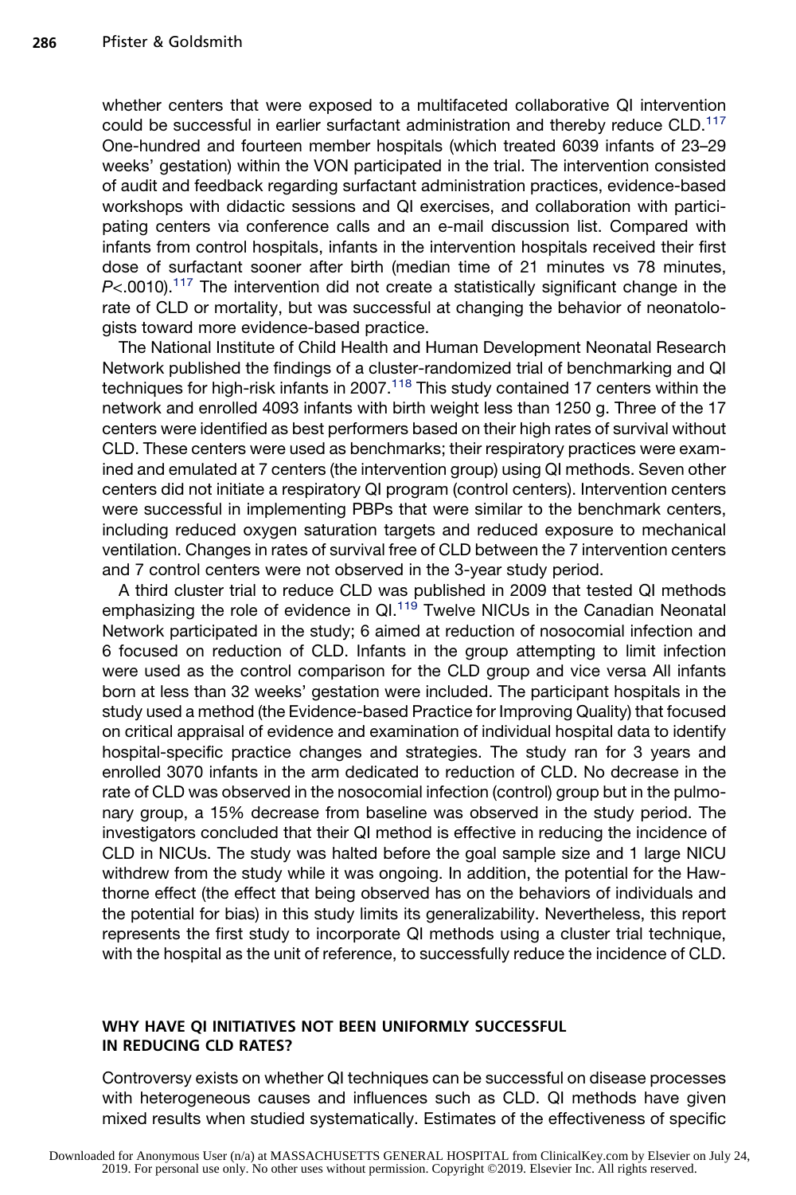whether centers that were exposed to a multifaceted collaborative QI intervention could be successful in earlier surfactant administration and thereby reduce CLD.[117] One-hundred and fourteen member hospitals (which treated 6039 infants of 23–29 weeks' gestation) within the VON participated in the trial. The intervention consisted of audit and feedback regarding surfactant administration practices, evidence-based workshops with didactic sessions and QI exercises, and collaboration with participating centers via conference calls and an e-mail discussion list. Compared with infants from control hospitals, infants in the intervention hospitals received their first dose of surfactant sooner after birth (median time of 21 minutes vs 78 minutes, $P<.0010$).[117] The intervention did not create a statistically significant change in the rate of CLD or mortality, but was successful at changing the behavior of neonatologists toward more evidence-based practice.

The National Institute of Child Health and Human Development Neonatal Research Network published the findings of a cluster-randomized trial of benchmarking and QI techniques for high-risk infants in 2007.[118] This study contained 17 centers within the network and enrolled 4093 infants with birth weight less than 1250 g. Three of the 17 centers were identified as best performers based on their high rates of survival without CLD. These centers were used as benchmarks; their respiratory practices were examined and emulated at 7 centers (the intervention group) using QI methods. Seven other centers did not initiate a respiratory QI program (control centers). Intervention centers were successful in implementing PBPs that were similar to the benchmark centers, including reduced oxygen saturation targets and reduced exposure to mechanical ventilation. Changes in rates of survival free of CLD between the 7 intervention centers and 7 control centers were not observed in the 3-year study period.

A third cluster trial to reduce CLD was published in 2009 that tested QI methods emphasizing the role of evidence in QI.[119] Twelve NICUs in the Canadian Neonatal Network participated in the study; 6 aimed at reduction of nosocomial infection and 6 focused on reduction of CLD. Infants in the group attempting to limit infection were used as the control comparison for the CLD group and vice versa All infants born at less than 32 weeks' gestation were included. The participant hospitals in the study used a method (the Evidence-based Practice for Improving Quality) that focused on critical appraisal of evidence and examination of individual hospital data to identify hospital-specific practice changes and strategies. The study ran for 3 years and enrolled 3070 infants in the arm dedicated to reduction of CLD. No decrease in the rate of CLD was observed in the nosocomial infection (control) group but in the pulmonary group, a 15% decrease from baseline was observed in the study period. The investigators concluded that their QI method is effective in reducing the incidence of CLD in NICUs. The study was halted before the goal sample size and 1 large NICU withdrew from the study while it was ongoing. In addition, the potential for the Hawthorne effect (the effect that being observed has on the behaviors of individuals and the potential for bias) in this study limits its generalizability. Nevertheless, this report represents the first study to incorporate QI methods using a cluster trial technique, with the hospital as the unit of reference, to successfully reduce the incidence of CLD.

## WHY HAVE QI INITIATIVES NOT BEEN UNIFORMLY SUCCESSFUL IN REDUCING CLD RATES?

Controversy exists on whether QI techniques can be successful on disease processes with heterogeneous causes and influences such as CLD. QI methods have given mixed results when studied systematically. Estimates of the effectiveness of specific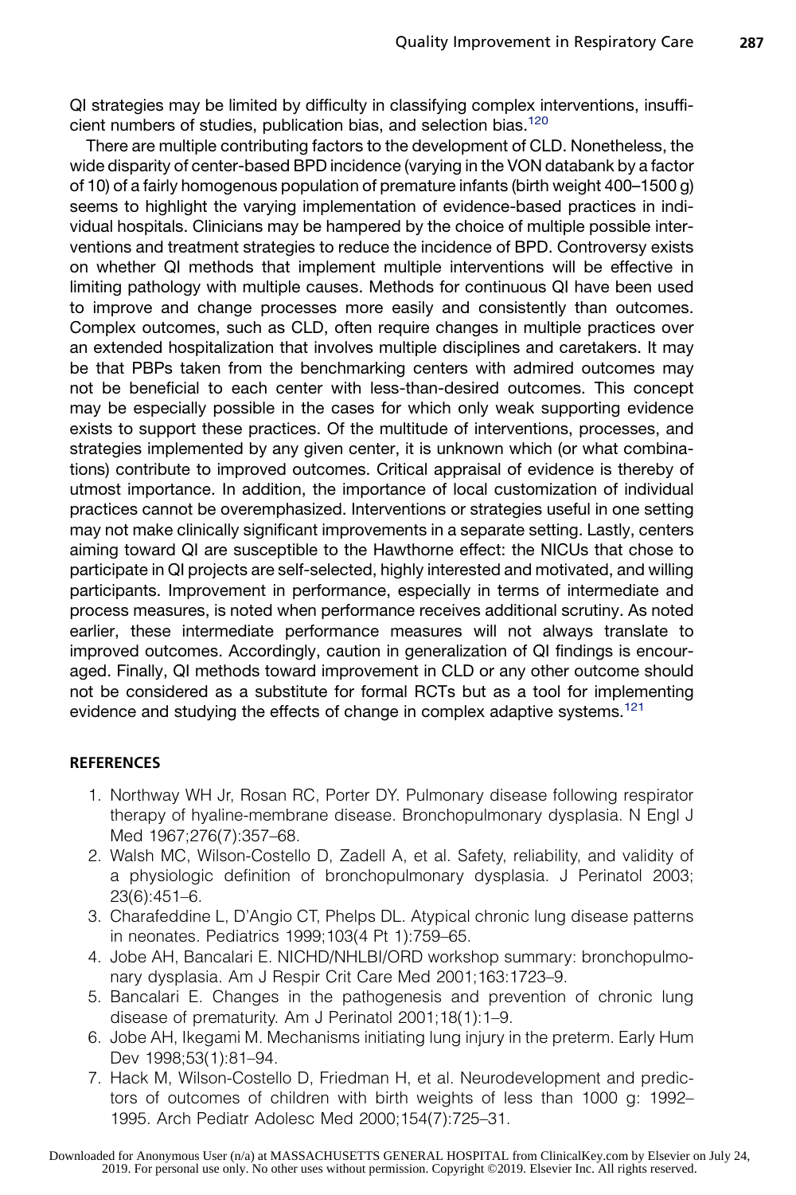QI strategies may be limited by difficulty in classifying complex interventions, insufficient numbers of studies, publication bias, and selection bias.[120]

There are multiple contributing factors to the development of CLD. Nonetheless, the wide disparity of center-based BPD incidence (varying in the VON databank by a factor of 10) of a fairly homogenous population of premature infants (birth weight 400–1500 g) seems to highlight the varying implementation of evidence-based practices in individual hospitals. Clinicians may be hampered by the choice of multiple possible interventions and treatment strategies to reduce the incidence of BPD. Controversy exists on whether QI methods that implement multiple interventions will be effective in limiting pathology with multiple causes. Methods for continuous QI have been used to improve and change processes more easily and consistently than outcomes. Complex outcomes, such as CLD, often require changes in multiple practices over an extended hospitalization that involves multiple disciplines and caretakers. It may be that PBPs taken from the benchmarking centers with admired outcomes may not be beneficial to each center with less-than-desired outcomes. This concept may be especially possible in the cases for which only weak supporting evidence exists to support these practices. Of the multitude of interventions, processes, and strategies implemented by any given center, it is unknown which (or what combinations) contribute to improved outcomes. Critical appraisal of evidence is thereby of utmost importance. In addition, the importance of local customization of individual practices cannot be overemphasized. Interventions or strategies useful in one setting may not make clinically significant improvements in a separate setting. Lastly, centers aiming toward QI are susceptible to the Hawthorne effect: the NICUs that chose to participate in QI projects are self-selected, highly interested and motivated, and willing participants. Improvement in performance, especially in terms of intermediate and process measures, is noted when performance receives additional scrutiny. As noted earlier, these intermediate performance measures will not always translate to improved outcomes. Accordingly, caution in generalization of QI findings is encouraged. Finally, QI methods toward improvement in CLD or any other outcome should not be considered as a substitute for formal RCTs but as a tool for implementing evidence and studying the effects of change in complex adaptive systems.[121]

## REFERENCES

1. Northway WH Jr, Rosan RC, Porter DY. Pulmonary disease following respirator therapy of hyaline-membrane disease. Bronchopulmonary dysplasia. N Engl J Med 1967;276(7):357–68.
2. Walsh MC, Wilson-Costello D, Zadell A, et al. Safety, reliability, and validity of a physiologic definition of bronchopulmonary dysplasia. J Perinatol 2003; 23(6):451–6.
3. Charafeddine L, D'Angio CT, Phelps DL. Atypical chronic lung disease patterns in neonates. Pediatrics 1999;103(4 Pt 1):759–65.
4. Jobe AH, Bancalari E. NICHD/NHLBI/ORD workshop summary: bronchopulmonary dysplasia. Am J Respir Crit Care Med 2001;163:1723–9.
5. Bancalari E. Changes in the pathogenesis and prevention of chronic lung disease of prematurity. Am J Perinatol 2001;18(1):1–9.
6. Jobe AH, Ikegami M. Mechanisms initiating lung injury in the preterm. Early Hum Dev 1998;53(1):81–94.
7. Hack M, Wilson-Costello D, Friedman H, et al. Neurodevelopment and predictors of outcomes of children with birth weights of less than 1000 g: 1992–1995. Arch Pediatr Adolesc Med 2000;154(7):725–31.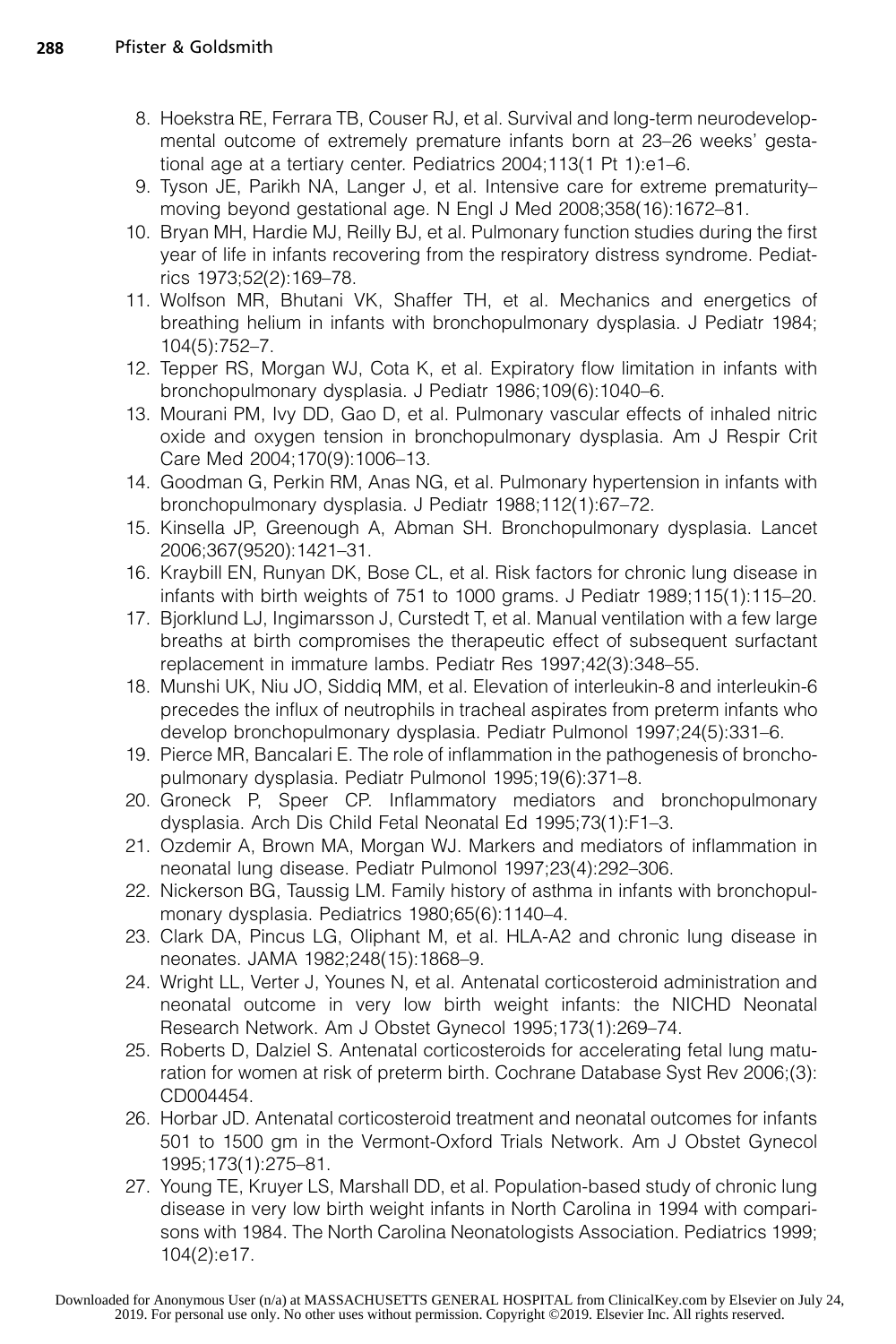8. Hoekstra RE, Ferrara TB, Couser RJ, et al. Survival and long-term neurodevelopmental outcome of extremely premature infants born at 23–26 weeks' gestational age at a tertiary center. Pediatrics 2004;113(1 Pt 1):e1–6.
9. Tyson JE, Parikh NA, Langer J, et al. Intensive care for extreme prematurity–moving beyond gestational age. N Engl J Med 2008;358(16):1672–81.
10. Bryan MH, Hardie MJ, Reilly BJ, et al. Pulmonary function studies during the first year of life in infants recovering from the respiratory distress syndrome. Pediatrics 1973;52(2):169–78.
11. Wolfson MR, Bhutani VK, Shaffer TH, et al. Mechanics and energetics of breathing helium in infants with bronchopulmonary dysplasia. J Pediatr 1984;104(5):752–7.
12. Tepper RS, Morgan WJ, Cota K, et al. Expiratory flow limitation in infants with bronchopulmonary dysplasia. J Pediatr 1986;109(6):1040–6.
13. Mourani PM, Ivy DD, Gao D, et al. Pulmonary vascular effects of inhaled nitric oxide and oxygen tension in bronchopulmonary dysplasia. Am J Respir Crit Care Med 2004;170(9):1006–13.
14. Goodman G, Perkin RM, Anas NG, et al. Pulmonary hypertension in infants with bronchopulmonary dysplasia. J Pediatr 1988;112(1):67–72.
15. Kinsella JP, Greenough A, Abman SH. Bronchopulmonary dysplasia. Lancet 2006;367(9520):1421–31.
16. Kraybill EN, Runyan DK, Bose CL, et al. Risk factors for chronic lung disease in infants with birth weights of 751 to 1000 grams. J Pediatr 1989;115(1):115–20.
17. Bjorklund LJ, Ingimarsson J, Curstedt T, et al. Manual ventilation with a few large breaths at birth compromises the therapeutic effect of subsequent surfactant replacement in immature lambs. Pediatr Res 1997;42(3):348–55.
18. Munshi UK, Niu JO, Siddiq MM, et al. Elevation of interleukin-8 and interleukin-6 precedes the influx of neutrophils in tracheal aspirates from preterm infants who develop bronchopulmonary dysplasia. Pediatr Pulmonol 1997;24(5):331–6.
19. Pierce MR, Bancalari E. The role of inflammation in the pathogenesis of bronchopulmonary dysplasia. Pediatr Pulmonol 1995;19(6):371–8.
20. Groneck P, Speer CP. Inflammatory mediators and bronchopulmonary dysplasia. Arch Dis Child Fetal Neonatal Ed 1995;73(1):F1–3.
21. Ozdemir A, Brown MA, Morgan WJ. Markers and mediators of inflammation in neonatal lung disease. Pediatr Pulmonol 1997;23(4):292–306.
22. Nickerson BG, Taussig LM. Family history of asthma in infants with bronchopulmonary dysplasia. Pediatrics 1980;65(6):1140–4.
23. Clark DA, Pincus LG, Oliphant M, et al. HLA-A2 and chronic lung disease in neonates. JAMA 1982;248(15):1868–9.
24. Wright LL, Verter J, Younes N, et al. Antenatal corticosteroid administration and neonatal outcome in very low birth weight infants: the NICHD Neonatal Research Network. Am J Obstet Gynecol 1995;173(1):269–74.
25. Roberts D, Dalziel S. Antenatal corticosteroids for accelerating fetal lung maturation for women at risk of preterm birth. Cochrane Database Syst Rev 2006;(3):CD004454.
26. Horbar JD. Antenatal corticosteroid treatment and neonatal outcomes for infants 501 to 1500 gm in the Vermont-Oxford Trials Network. Am J Obstet Gynecol 1995;173(1):275–81.
27. Young TE, Kruyer LS, Marshall DD, et al. Population-based study of chronic lung disease in very low birth weight infants in North Carolina in 1994 with comparisons with 1984. The North Carolina Neonatologists Association. Pediatrics 1999;104(2):e17.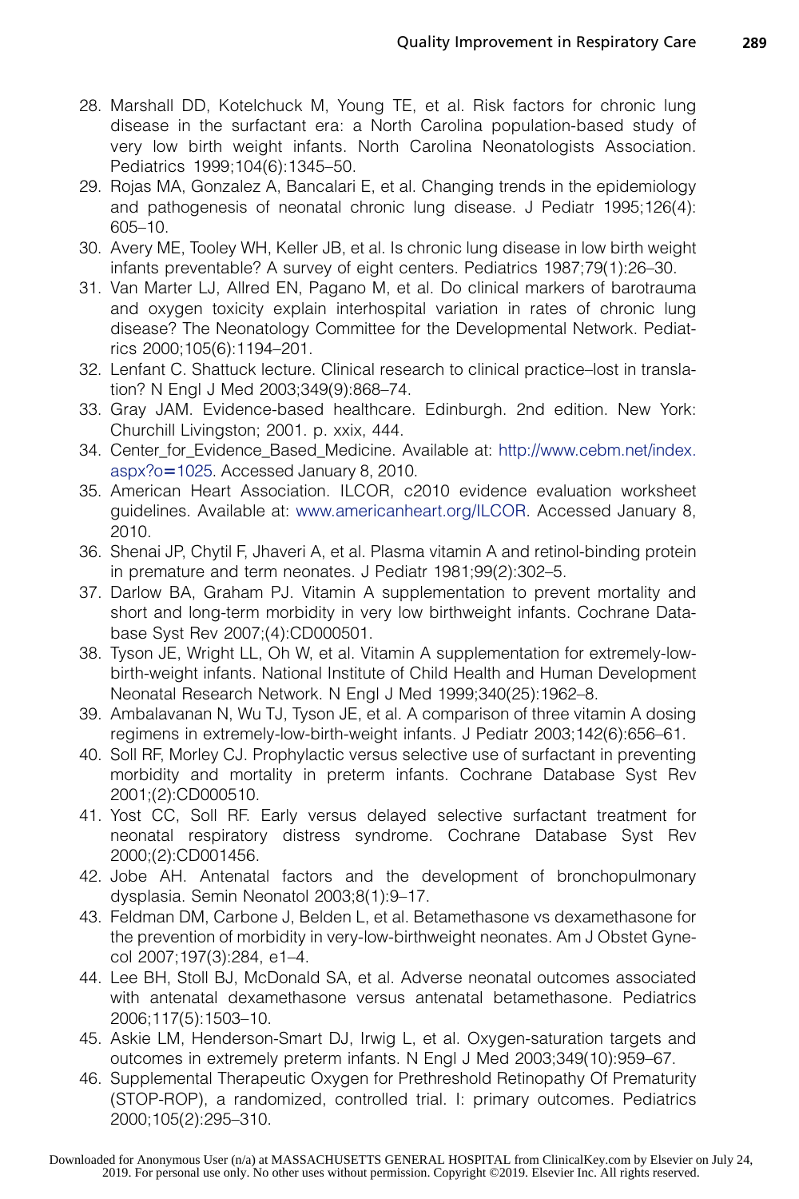28. Marshall DD, Kotelchuck M, Young TE, et al. Risk factors for chronic lung disease in the surfactant era: a North Carolina population-based study of very low birth weight infants. North Carolina Neonatologists Association. Pediatrics 1999;104(6):1345–50.
29. Rojas MA, Gonzalez A, Bancalari E, et al. Changing trends in the epidemiology and pathogenesis of neonatal chronic lung disease. J Pediatr 1995;126(4): 605–10.
30. Avery ME, Tooley WH, Keller JB, et al. Is chronic lung disease in low birth weight infants preventable? A survey of eight centers. Pediatrics 1987;79(1):26–30.
31. Van Marter LJ, Allred EN, Pagano M, et al. Do clinical markers of barotrauma and oxygen toxicity explain interhospital variation in rates of chronic lung disease? The Neonatology Committee for the Developmental Network. Pediatrics 2000;105(6):1194–201.
32. Lenfant C. Shattuck lecture. Clinical research to clinical practice–lost in translation? N Engl J Med 2003;349(9):868–74.
33. Gray JAM. Evidence-based healthcare. Edinburgh. 2nd edition. New York: Churchill Livingston; 2001. p. xxix, 444.
34. Center_for_Evidence_Based_Medicine. Available at: http://www.cebm.net/index.aspx?o=1025. Accessed January 8, 2010.
35. American Heart Association. ILCOR, c2010 evidence evaluation worksheet guidelines. Available at: www.americanheart.org/ILCOR. Accessed January 8, 2010.
36. Shenai JP, Chytil F, Jhaveri A, et al. Plasma vitamin A and retinol-binding protein in premature and term neonates. J Pediatr 1981;99(2):302–5.
37. Darlow BA, Graham PJ. Vitamin A supplementation to prevent mortality and short and long-term morbidity in very low birthweight infants. Cochrane Database Syst Rev 2007;(4):CD000501.
38. Tyson JE, Wright LL, Oh W, et al. Vitamin A supplementation for extremely-low-birth-weight infants. National Institute of Child Health and Human Development Neonatal Research Network. N Engl J Med 1999;340(25):1962–8.
39. Ambalavanan N, Wu TJ, Tyson JE, et al. A comparison of three vitamin A dosing regimens in extremely-low-birth-weight infants. J Pediatr 2003;142(6):656–61.
40. Soll RF, Morley CJ. Prophylactic versus selective use of surfactant in preventing morbidity and mortality in preterm infants. Cochrane Database Syst Rev 2001;(2):CD000510.
41. Yost CC, Soll RF. Early versus delayed selective surfactant treatment for neonatal respiratory distress syndrome. Cochrane Database Syst Rev 2000;(2):CD001456.
42. Jobe AH. Antenatal factors and the development of bronchopulmonary dysplasia. Semin Neonatol 2003;8(1):9–17.
43. Feldman DM, Carbone J, Belden L, et al. Betamethasone vs dexamethasone for the prevention of morbidity in very-low-birthweight neonates. Am J Obstet Gynecol 2007;197(3):284, e1–4.
44. Lee BH, Stoll BJ, McDonald SA, et al. Adverse neonatal outcomes associated with antenatal dexamethasone versus antenatal betamethasone. Pediatrics 2006;117(5):1503–10.
45. Askie LM, Henderson-Smart DJ, Irwig L, et al. Oxygen-saturation targets and outcomes in extremely preterm infants. N Engl J Med 2003;349(10):959–67.
46. Supplemental Therapeutic Oxygen for Prethreshold Retinopathy Of Prematurity (STOP-ROP), a randomized, controlled trial. I: primary outcomes. Pediatrics 2000;105(2):295–310.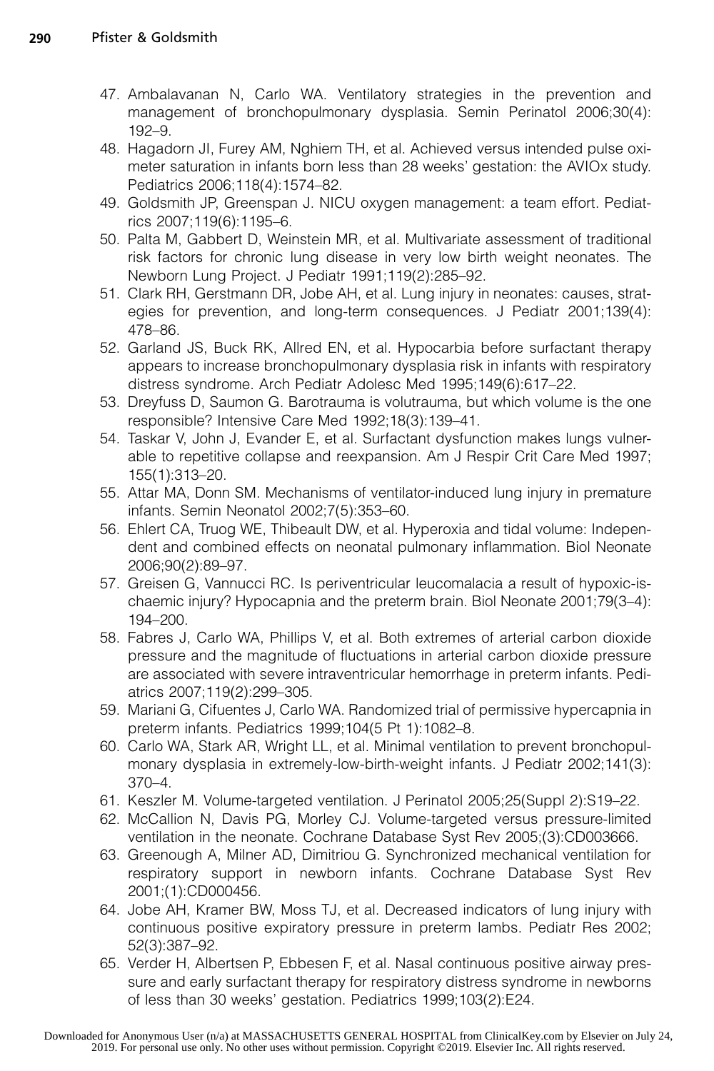47. Ambalavanan N, Carlo WA. Ventilatory strategies in the prevention and management of bronchopulmonary dysplasia. Semin Perinatol 2006;30(4): 192–9.
48. Hagadorn JI, Furey AM, Nghiem TH, et al. Achieved versus intended pulse oximeter saturation in infants born less than 28 weeks' gestation: the AVIOx study. Pediatrics 2006;118(4):1574–82.
49. Goldsmith JP, Greenspan J. NICU oxygen management: a team effort. Pediatrics 2007;119(6):1195–6.
50. Palta M, Gabbert D, Weinstein MR, et al. Multivariate assessment of traditional risk factors for chronic lung disease in very low birth weight neonates. The Newborn Lung Project. J Pediatr 1991;119(2):285–92.
51. Clark RH, Gerstmann DR, Jobe AH, et al. Lung injury in neonates: causes, strategies for prevention, and long-term consequences. J Pediatr 2001;139(4): 478–86.
52. Garland JS, Buck RK, Allred EN, et al. Hypocarbia before surfactant therapy appears to increase bronchopulmonary dysplasia risk in infants with respiratory distress syndrome. Arch Pediatr Adolesc Med 1995;149(6):617–22.
53. Dreyfuss D, Saumon G. Barotrauma is volutrauma, but which volume is the one responsible? Intensive Care Med 1992;18(3):139–41.
54. Taskar V, John J, Evander E, et al. Surfactant dysfunction makes lungs vulnerable to repetitive collapse and reexpansion. Am J Respir Crit Care Med 1997; 155(1):313–20.
55. Attar MA, Donn SM. Mechanisms of ventilator-induced lung injury in premature infants. Semin Neonatol 2002;7(5):353–60.
56. Ehlert CA, Truog WE, Thibeault DW, et al. Hyperoxia and tidal volume: Independent and combined effects on neonatal pulmonary inflammation. Biol Neonate 2006;90(2):89–97.
57. Greisen G, Vannucci RC. Is periventricular leucomalacia a result of hypoxic-ischaemic injury? Hypocapnia and the preterm brain. Biol Neonate 2001;79(3–4): 194–200.
58. Fabres J, Carlo WA, Phillips V, et al. Both extremes of arterial carbon dioxide pressure and the magnitude of fluctuations in arterial carbon dioxide pressure are associated with severe intraventricular hemorrhage in preterm infants. Pediatrics 2007;119(2):299–305.
59. Mariani G, Cifuentes J, Carlo WA. Randomized trial of permissive hypercapnia in preterm infants. Pediatrics 1999;104(5 Pt 1):1082–8.
60. Carlo WA, Stark AR, Wright LL, et al. Minimal ventilation to prevent bronchopulmonary dysplasia in extremely-low-birth-weight infants. J Pediatr 2002;141(3): 370–4.
61. Keszler M. Volume-targeted ventilation. J Perinatol 2005;25(Suppl 2):S19–22.
62. McCallion N, Davis PG, Morley CJ. Volume-targeted versus pressure-limited ventilation in the neonate. Cochrane Database Syst Rev 2005;(3):CD003666.
63. Greenough A, Milner AD, Dimitriou G. Synchronized mechanical ventilation for respiratory support in newborn infants. Cochrane Database Syst Rev 2001;(1):CD000456.
64. Jobe AH, Kramer BW, Moss TJ, et al. Decreased indicators of lung injury with continuous positive expiratory pressure in preterm lambs. Pediatr Res 2002; 52(3):387–92.
65. Verder H, Albertsen P, Ebbesen F, et al. Nasal continuous positive airway pressure and early surfactant therapy for respiratory distress syndrome in newborns of less than 30 weeks' gestation. Pediatrics 1999;103(2):E24.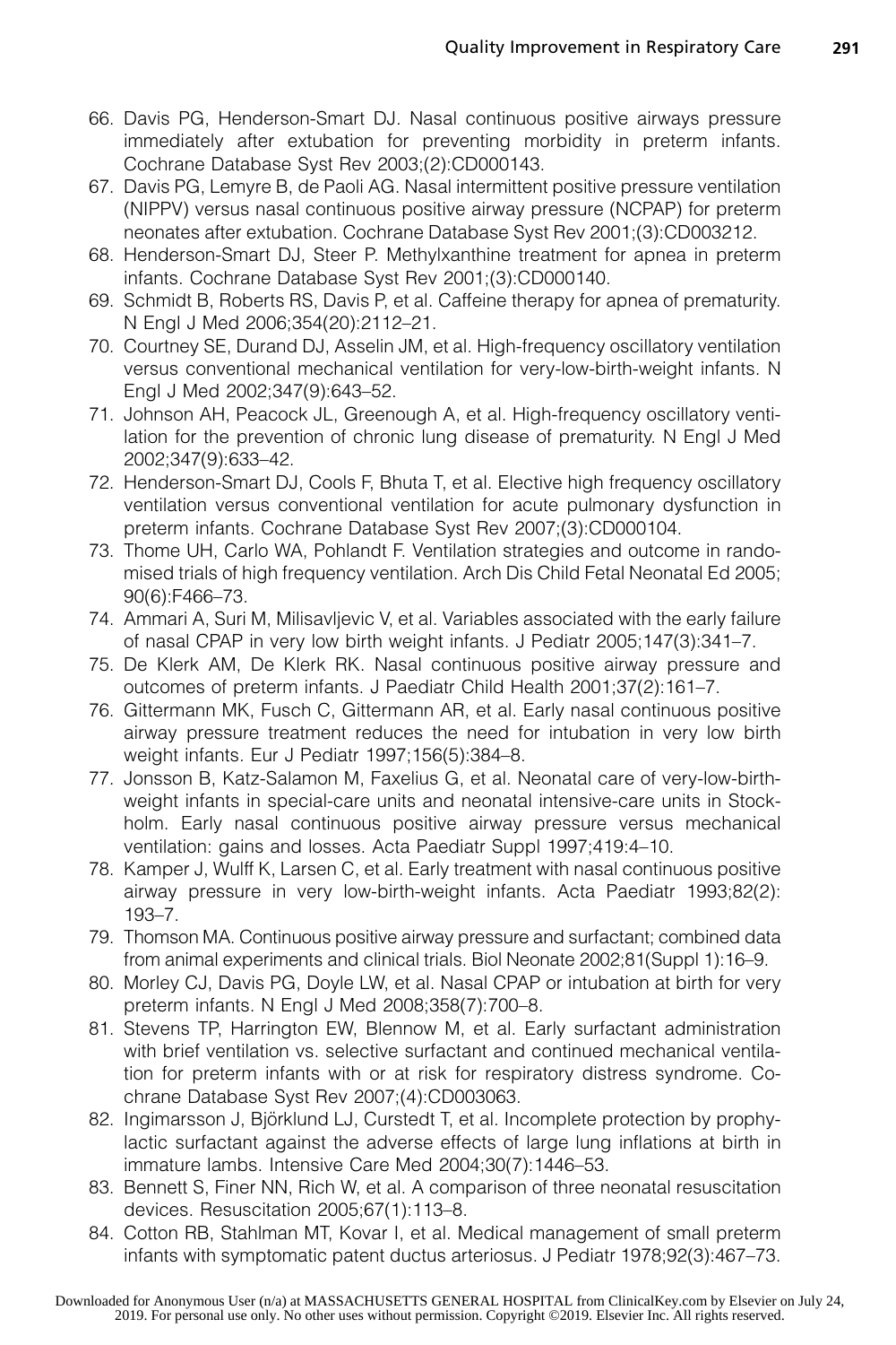66. Davis PG, Henderson-Smart DJ. Nasal continuous positive airways pressure immediately after extubation for preventing morbidity in preterm infants. Cochrane Database Syst Rev 2003;(2):CD000143.
67. Davis PG, Lemyre B, de Paoli AG. Nasal intermittent positive pressure ventilation (NIPPV) versus nasal continuous positive airway pressure (NCPAP) for preterm neonates after extubation. Cochrane Database Syst Rev 2001;(3):CD003212.
68. Henderson-Smart DJ, Steer P. Methylxanthine treatment for apnea in preterm infants. Cochrane Database Syst Rev 2001;(3):CD000140.
69. Schmidt B, Roberts RS, Davis P, et al. Caffeine therapy for apnea of prematurity. N Engl J Med 2006;354(20):2112–21.
70. Courtney SE, Durand DJ, Asselin JM, et al. High-frequency oscillatory ventilation versus conventional mechanical ventilation for very-low-birth-weight infants. N Engl J Med 2002;347(9):643–52.
71. Johnson AH, Peacock JL, Greenough A, et al. High-frequency oscillatory ventilation for the prevention of chronic lung disease of prematurity. N Engl J Med 2002;347(9):633–42.
72. Henderson-Smart DJ, Cools F, Bhuta T, et al. Elective high frequency oscillatory ventilation versus conventional ventilation for acute pulmonary dysfunction in preterm infants. Cochrane Database Syst Rev 2007;(3):CD000104.
73. Thome UH, Carlo WA, Pohlandt F. Ventilation strategies and outcome in randomised trials of high frequency ventilation. Arch Dis Child Fetal Neonatal Ed 2005;90(6):F466–73.
74. Ammari A, Suri M, Milisavljevic V, et al. Variables associated with the early failure of nasal CPAP in very low birth weight infants. J Pediatr 2005;147(3):341–7.
75. De Klerk AM, De Klerk RK. Nasal continuous positive airway pressure and outcomes of preterm infants. J Paediatr Child Health 2001;37(2):161–7.
76. Gittermann MK, Fusch C, Gittermann AR, et al. Early nasal continuous positive airway pressure treatment reduces the need for intubation in very low birth weight infants. Eur J Pediatr 1997;156(5):384–8.
77. Jonsson B, Katz-Salamon M, Faxelius G, et al. Neonatal care of very-low-birthweight infants in special-care units and neonatal intensive-care units in Stockholm. Early nasal continuous positive airway pressure versus mechanical ventilation: gains and losses. Acta Paediatr Suppl 1997;419:4–10.
78. Kamper J, Wulff K, Larsen C, et al. Early treatment with nasal continuous positive airway pressure in very low-birth-weight infants. Acta Paediatr 1993;82(2):193–7.
79. Thomson MA. Continuous positive airway pressure and surfactant; combined data from animal experiments and clinical trials. Biol Neonate 2002;81(Suppl 1):16–9.
80. Morley CJ, Davis PG, Doyle LW, et al. Nasal CPAP or intubation at birth for very preterm infants. N Engl J Med 2008;358(7):700–8.
81. Stevens TP, Harrington EW, Blennow M, et al. Early surfactant administration with brief ventilation vs. selective surfactant and continued mechanical ventilation for preterm infants with or at risk for respiratory distress syndrome. Cochrane Database Syst Rev 2007;(4):CD003063.
82. Ingimarsson J, Björklund LJ, Curstedt T, et al. Incomplete protection by prophylactic surfactant against the adverse effects of large lung inflations at birth in immature lambs. Intensive Care Med 2004;30(7):1446–53.
83. Bennett S, Finer NN, Rich W, et al. A comparison of three neonatal resuscitation devices. Resuscitation 2005;67(1):113–8.
84. Cotton RB, Stahlman MT, Kovar I, et al. Medical management of small preterm infants with symptomatic patent ductus arteriosus. J Pediatr 1978;92(3):467–73.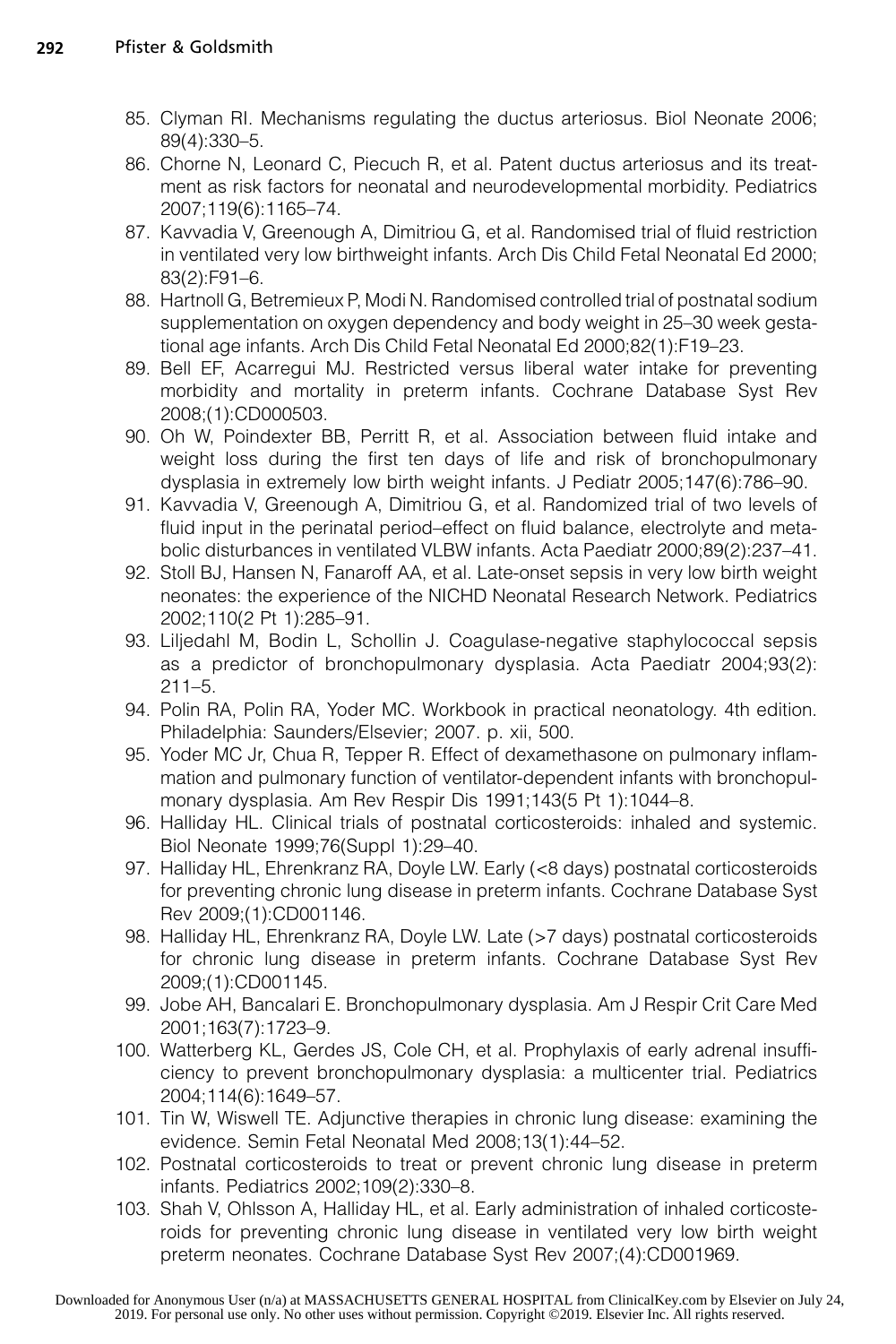85. Clyman RI. Mechanisms regulating the ductus arteriosus. Biol Neonate 2006; 89(4):330–5.
86. Chorne N, Leonard C, Piecuch R, et al. Patent ductus arteriosus and its treatment as risk factors for neonatal and neurodevelopmental morbidity. Pediatrics 2007;119(6):1165–74.
87. Kavvadia V, Greenough A, Dimitriou G, et al. Randomised trial of fluid restriction in ventilated very low birthweight infants. Arch Dis Child Fetal Neonatal Ed 2000; 83(2):F91–6.
88. Hartnoll G, Betremieux P, Modi N. Randomised controlled trial of postnatal sodium supplementation on oxygen dependency and body weight in 25–30 week gestational age infants. Arch Dis Child Fetal Neonatal Ed 2000;82(1):F19–23.
89. Bell EF, Acarregui MJ. Restricted versus liberal water intake for preventing morbidity and mortality in preterm infants. Cochrane Database Syst Rev 2008;(1):CD000503.
90. Oh W, Poindexter BB, Perritt R, et al. Association between fluid intake and weight loss during the first ten days of life and risk of bronchopulmonary dysplasia in extremely low birth weight infants. J Pediatr 2005;147(6):786–90.
91. Kavvadia V, Greenough A, Dimitriou G, et al. Randomized trial of two levels of fluid input in the perinatal period–effect on fluid balance, electrolyte and metabolic disturbances in ventilated VLBW infants. Acta Paediatr 2000;89(2):237–41.
92. Stoll BJ, Hansen N, Fanaroff AA, et al. Late-onset sepsis in very low birth weight neonates: the experience of the NICHD Neonatal Research Network. Pediatrics 2002;110(2 Pt 1):285–91.
93. Liljedahl M, Bodin L, Schollin J. Coagulase-negative staphylococcal sepsis as a predictor of bronchopulmonary dysplasia. Acta Paediatr 2004;93(2): 211–5.
94. Polin RA, Polin RA, Yoder MC. Workbook in practical neonatology. 4th edition. Philadelphia: Saunders/Elsevier; 2007. p. xii, 500.
95. Yoder MC Jr, Chua R, Tepper R. Effect of dexamethasone on pulmonary inflammation and pulmonary function of ventilator-dependent infants with bronchopulmonary dysplasia. Am Rev Respir Dis 1991;143(5 Pt 1):1044–8.
96. Halliday HL. Clinical trials of postnatal corticosteroids: inhaled and systemic. Biol Neonate 1999;76(Suppl 1):29–40.
97. Halliday HL, Ehrenkranz RA, Doyle LW. Early (<8 days) postnatal corticosteroids for preventing chronic lung disease in preterm infants. Cochrane Database Syst Rev 2009;(1):CD001146.
98. Halliday HL, Ehrenkranz RA, Doyle LW. Late (>7 days) postnatal corticosteroids for chronic lung disease in preterm infants. Cochrane Database Syst Rev 2009;(1):CD001145.
99. Jobe AH, Bancalari E. Bronchopulmonary dysplasia. Am J Respir Crit Care Med 2001;163(7):1723–9.
100. Watterberg KL, Gerdes JS, Cole CH, et al. Prophylaxis of early adrenal insufficiency to prevent bronchopulmonary dysplasia: a multicenter trial. Pediatrics 2004;114(6):1649–57.
101. Tin W, Wiswell TE. Adjunctive therapies in chronic lung disease: examining the evidence. Semin Fetal Neonatal Med 2008;13(1):44–52.
102. Postnatal corticosteroids to treat or prevent chronic lung disease in preterm infants. Pediatrics 2002;109(2):330–8.
103. Shah V, Ohlsson A, Halliday HL, et al. Early administration of inhaled corticosteroids for preventing chronic lung disease in ventilated very low birth weight preterm neonates. Cochrane Database Syst Rev 2007;(4):CD001969.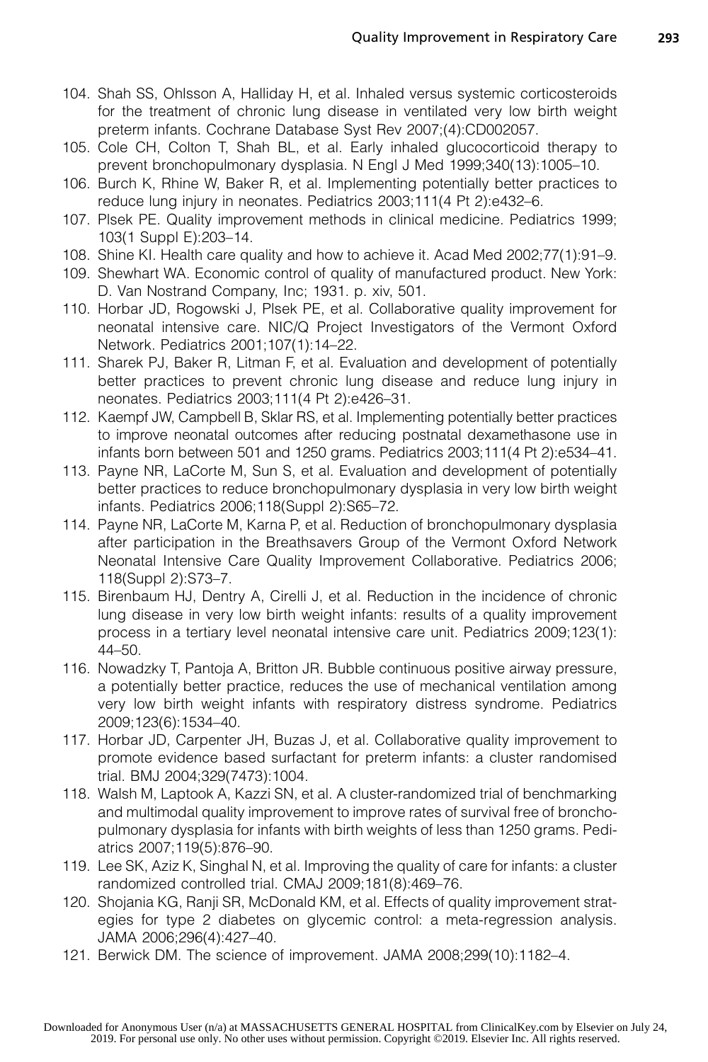104. Shah SS, Ohlsson A, Halliday H, et al. Inhaled versus systemic corticosteroids for the treatment of chronic lung disease in ventilated very low birth weight preterm infants. Cochrane Database Syst Rev 2007;(4):CD002057.
105. Cole CH, Colton T, Shah BL, et al. Early inhaled glucocorticoid therapy to prevent bronchopulmonary dysplasia. N Engl J Med 1999;340(13):1005–10.
106. Burch K, Rhine W, Baker R, et al. Implementing potentially better practices to reduce lung injury in neonates. Pediatrics 2003;111(4 Pt 2):e432–6.
107. Plsek PE. Quality improvement methods in clinical medicine. Pediatrics 1999; 103(1 Suppl E):203–14.
108. Shine KI. Health care quality and how to achieve it. Acad Med 2002;77(1):91–9.
109. Shewhart WA. Economic control of quality of manufactured product. New York: D. Van Nostrand Company, Inc; 1931. p. xiv, 501.
110. Horbar JD, Rogowski J, Plsek PE, et al. Collaborative quality improvement for neonatal intensive care. NIC/Q Project Investigators of the Vermont Oxford Network. Pediatrics 2001;107(1):14–22.
111. Sharek PJ, Baker R, Litman F, et al. Evaluation and development of potentially better practices to prevent chronic lung disease and reduce lung injury in neonates. Pediatrics 2003;111(4 Pt 2):e426–31.
112. Kaempf JW, Campbell B, Sklar RS, et al. Implementing potentially better practices to improve neonatal outcomes after reducing postnatal dexamethasone use in infants born between 501 and 1250 grams. Pediatrics 2003;111(4 Pt 2):e534–41.
113. Payne NR, LaCorte M, Sun S, et al. Evaluation and development of potentially better practices to reduce bronchopulmonary dysplasia in very low birth weight infants. Pediatrics 2006;118(Suppl 2):S65–72.
114. Payne NR, LaCorte M, Karna P, et al. Reduction of bronchopulmonary dysplasia after participation in the Breathsavers Group of the Vermont Oxford Network Neonatal Intensive Care Quality Improvement Collaborative. Pediatrics 2006; 118(Suppl 2):S73–7.
115. Birenbaum HJ, Dentry A, Cirelli J, et al. Reduction in the incidence of chronic lung disease in very low birth weight infants: results of a quality improvement process in a tertiary level neonatal intensive care unit. Pediatrics 2009;123(1): 44–50.
116. Nowadzky T, Pantoja A, Britton JR. Bubble continuous positive airway pressure, a potentially better practice, reduces the use of mechanical ventilation among very low birth weight infants with respiratory distress syndrome. Pediatrics 2009;123(6):1534–40.
117. Horbar JD, Carpenter JH, Buzas J, et al. Collaborative quality improvement to promote evidence based surfactant for preterm infants: a cluster randomised trial. BMJ 2004;329(7473):1004.
118. Walsh M, Laptook A, Kazzi SN, et al. A cluster-randomized trial of benchmarking and multimodal quality improvement to improve rates of survival free of bronchopulmonary dysplasia for infants with birth weights of less than 1250 grams. Pediatrics 2007;119(5):876–90.
119. Lee SK, Aziz K, Singhal N, et al. Improving the quality of care for infants: a cluster randomized controlled trial. CMAJ 2009;181(8):469–76.
120. Shojania KG, Ranji SR, McDonald KM, et al. Effects of quality improvement strategies for type 2 diabetes on glycemic control: a meta-regression analysis. JAMA 2006;296(4):427–40.
121. Berwick DM. The science of improvement. JAMA 2008;299(10):1182–4.